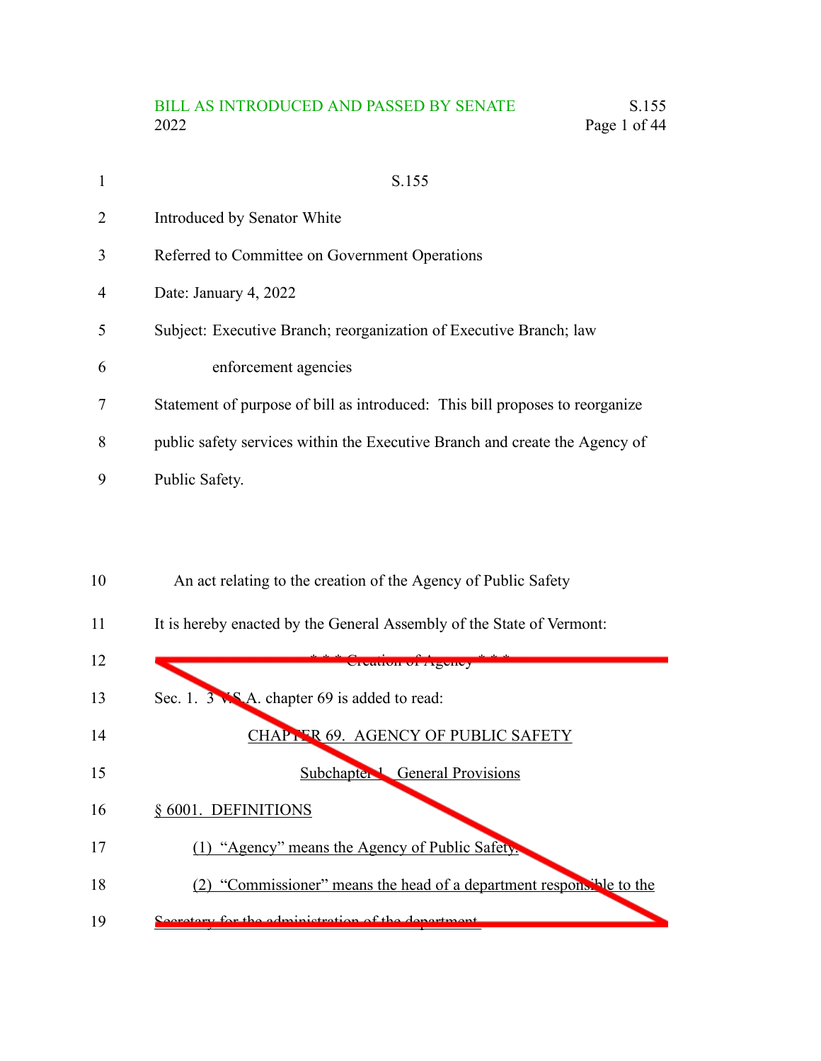BILL AS INTRODUCED AND PASSED BY SENATE 2022

S.155

Introduced by Senator White

Referred to Committee on Government Operations

Date: January 4, 2022

Subject: Executive Branch; reorganization of Executive Branch; law enforcement agencies

Statement of purpose of bill as introduced: This bill proposes to reorganize public safety services within the Executive Branch and create the Agency of Public Safety.

An act relating to the creation of the Agency of Public Safety

It is hereby enacted by the General Assembly of the State of Vermont:

~~* * * Creation of Agency * * *~~

~~Sec. 1. 3 V.S.A. chapter 69 is added to read:~~

~~CHAPTER 69. AGENCY OF PUBLIC SAFETY~~

~~Subchapter 1. General Provisions~~

~~§ 6001. DEFINITIONS~~

~~(1) "Agency" means the Agency of Public Safety.~~

~~(2) "Commissioner" means the head of a department responsible to the Secretary for the administration of the department.~~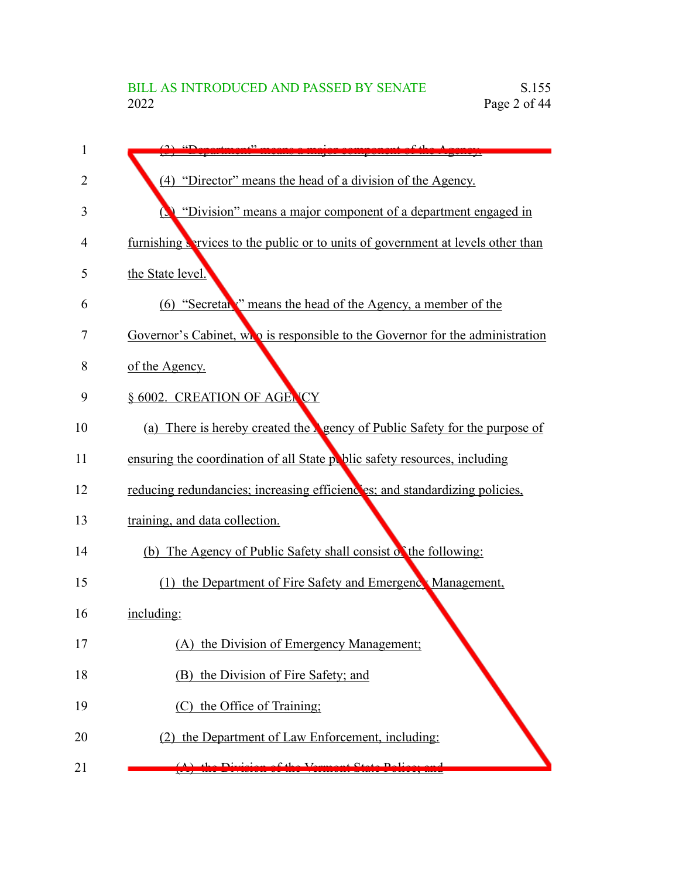(3) "Department" means a major component of the Agency.

(4) "Director" means the head of a division of the Agency.

(5) "Division" means a major component of a department engaged in furnishing services to the public or to units of government at levels other than the State level.

(6) "Secretary" means the head of the Agency, a member of the Governor's Cabinet, who is responsible to the Governor for the administration of the Agency.

§ 6002. CREATION OF AGENCY

(a) There is hereby created the Agency of Public Safety for the purpose of ensuring the coordination of all State public safety resources, including reducing redundancies; increasing efficiencies; and standardizing policies, training, and data collection.

(b) The Agency of Public Safety shall consist of the following:

(1) the Department of Fire Safety and Emergency Management, including:

(A) the Division of Emergency Management;

(B) the Division of Fire Safety; and

(C) the Office of Training;

(2) the Department of Law Enforcement, including:

(A) the Division of the Vermont State Police; and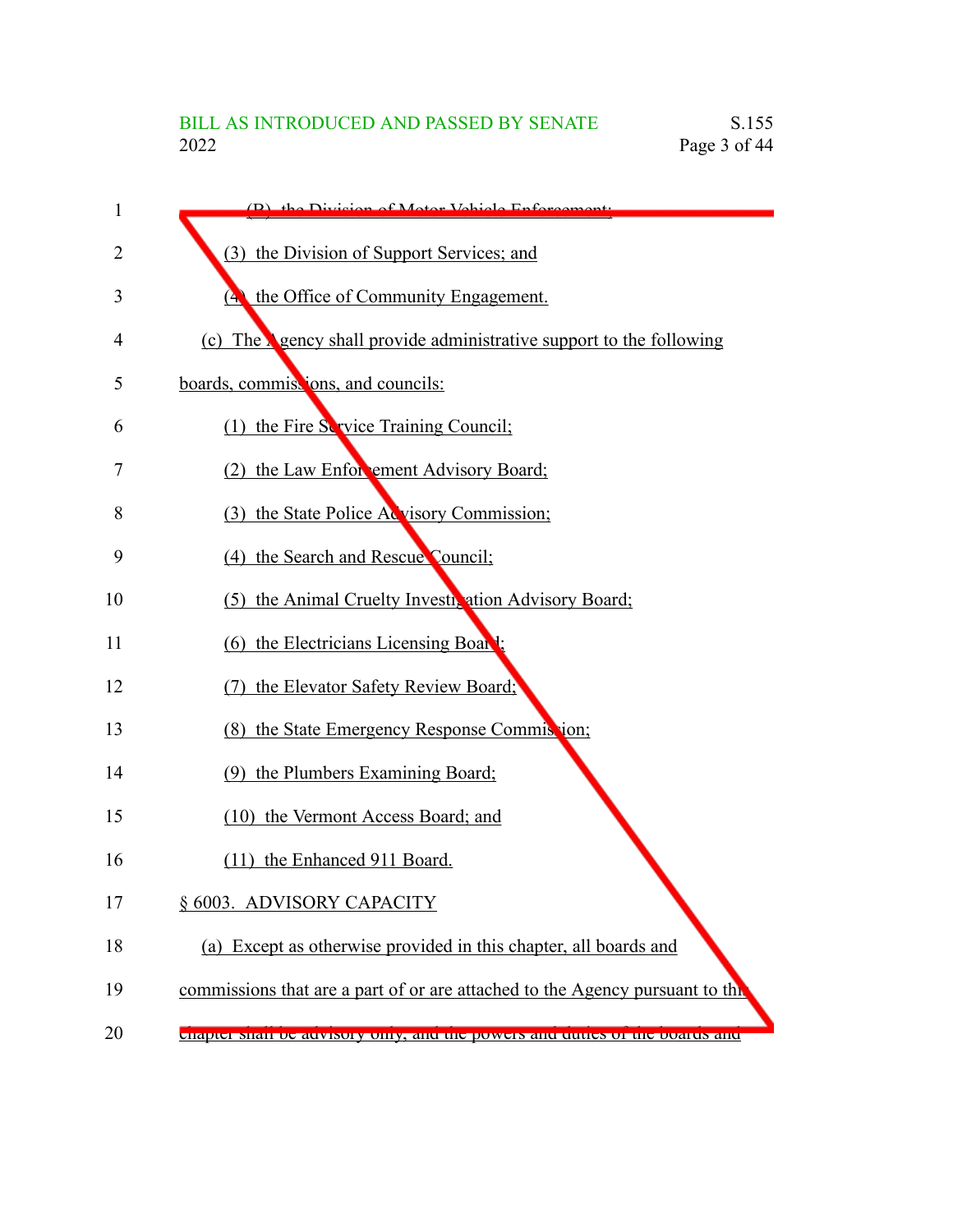(B) the Division of Motor Vehicle Enforcement;

(3) the Division of Support Services; and

(4) the Office of Community Engagement.

(c) The Agency shall provide administrative support to the following boards, commissions, and councils:

(1) the Fire Service Training Council;

(2) the Law Enforcement Advisory Board;

(3) the State Police Advisory Commission;

(4) the Search and Rescue Council;

(5) the Animal Cruelty Investigation Advisory Board;

(6) the Electricians Licensing Board;

(7) the Elevator Safety Review Board;

(8) the State Emergency Response Commission;

(9) the Plumbers Examining Board;

(10) the Vermont Access Board; and

(11) the Enhanced 911 Board.

§ 6003. ADVISORY CAPACITY

(a) Except as otherwise provided in this chapter, all boards and commissions that are a part of or are attached to the Agency pursuant to this chapter shall be advisory only, and the powers and duties of the boards and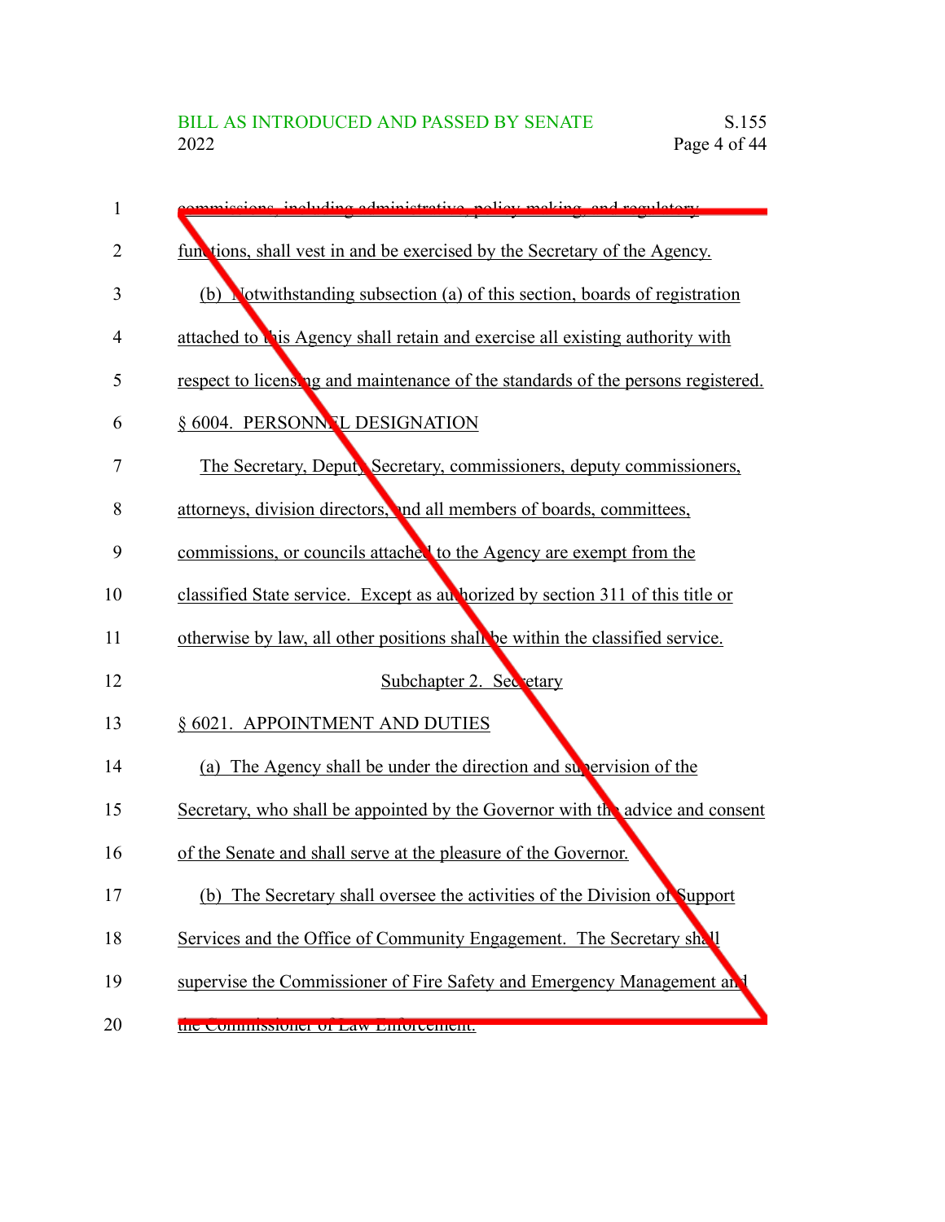commissions, including administrative, policy making, and regulatory functions, shall vest in and be exercised by the Secretary of the Agency.

(b) Notwithstanding subsection (a) of this section, boards of registration attached to this Agency shall retain and exercise all existing authority with respect to licensing and maintenance of the standards of the persons registered.

§ 6004. PERSONNEL DESIGNATION

The Secretary, Deputy Secretary, commissioners, deputy commissioners, attorneys, division directors, and all members of boards, committees, commissions, or councils attached to the Agency are exempt from the classified State service. Except as authorized by section 311 of this title or otherwise by law, all other positions shall be within the classified service.

Subchapter 2. Secretary

§ 6021. APPOINTMENT AND DUTIES

(a) The Agency shall be under the direction and supervision of the Secretary, who shall be appointed by the Governor with the advice and consent of the Senate and shall serve at the pleasure of the Governor.

(b) The Secretary shall oversee the activities of the Division of Support Services and the Office of Community Engagement. The Secretary shall supervise the Commissioner of Fire Safety and Emergency Management and the Commissioner of Law Enforcement.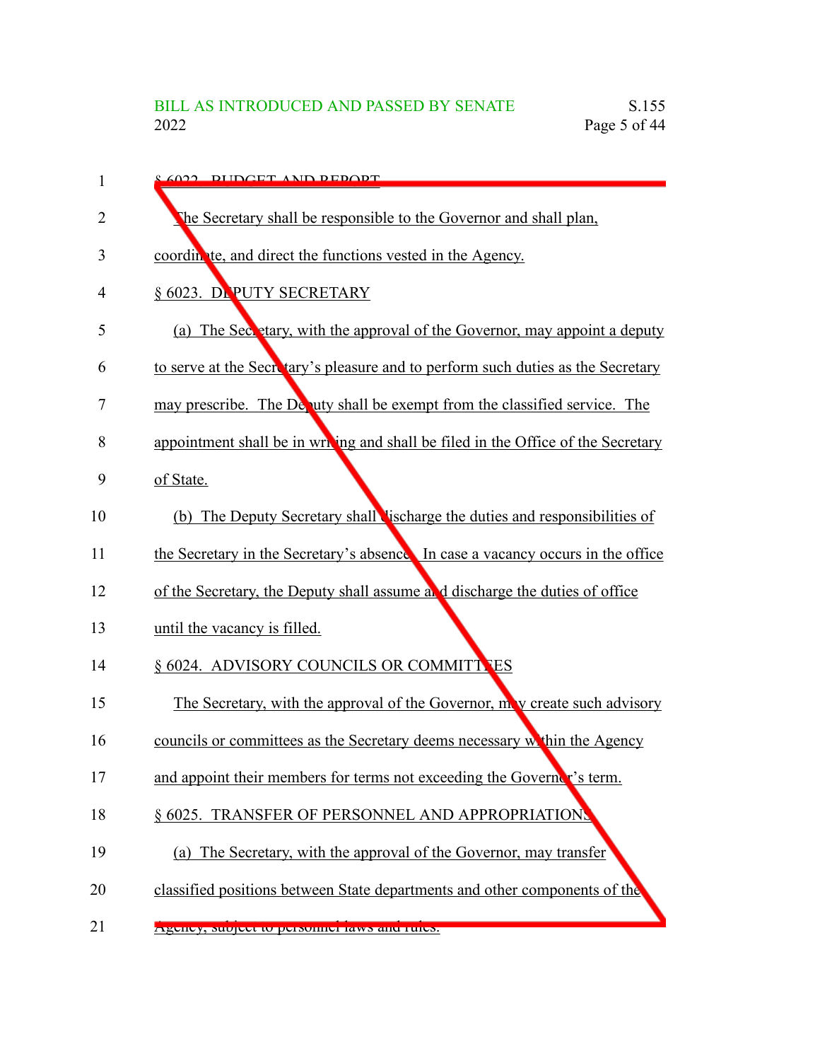§ 6022. BUDGET AND REPORT

The Secretary shall be responsible to the Governor and shall plan, coordinate, and direct the functions vested in the Agency.

§ 6023. DEPUTY SECRETARY

(a) The Secretary, with the approval of the Governor, may appoint a deputy to serve at the Secretary's pleasure and to perform such duties as the Secretary may prescribe. The Deputy shall be exempt from the classified service. The appointment shall be in writing and shall be filed in the Office of the Secretary of State.

(b) The Deputy Secretary shall discharge the duties and responsibilities of the Secretary in the Secretary's absence. In case a vacancy occurs in the office of the Secretary, the Deputy shall assume and discharge the duties of office until the vacancy is filled.

§ 6024. ADVISORY COUNCILS OR COMMITTEES

The Secretary, with the approval of the Governor, may create such advisory councils or committees as the Secretary deems necessary within the Agency and appoint their members for terms not exceeding the Governor's term.

§ 6025. TRANSFER OF PERSONNEL AND APPROPRIATIONS

(a) The Secretary, with the approval of the Governor, may transfer classified positions between State departments and other components of the Agency, subject to personnel laws and rules.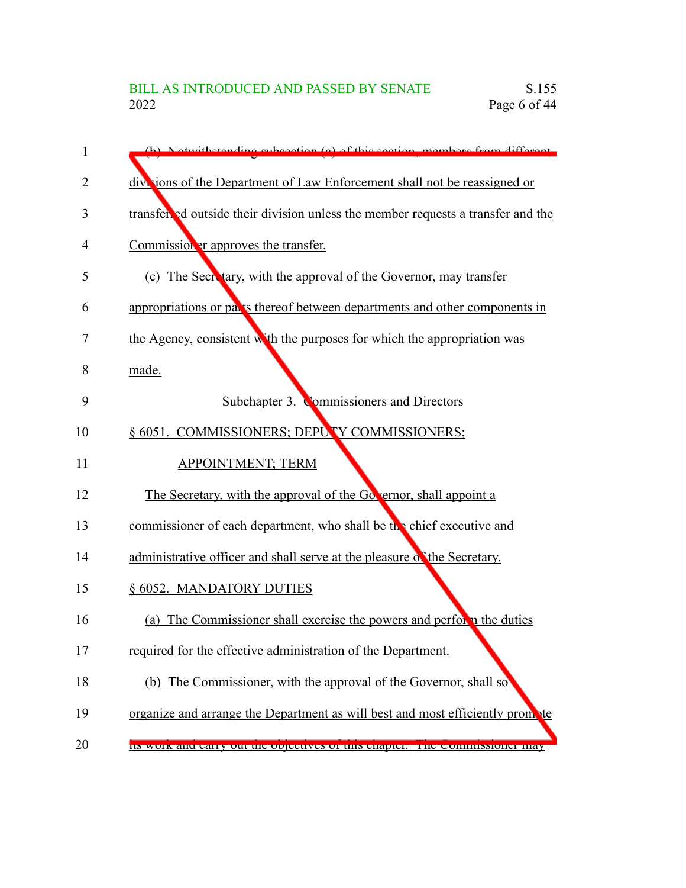(b) Notwithstanding subsection (a) of this section, members from different divisions of the Department of Law Enforcement shall not be reassigned or transferred outside their division unless the member requests a transfer and the Commissioner approves the transfer.

(c) The Secretary, with the approval of the Governor, may transfer appropriations or parts thereof between departments and other components in the Agency, consistent with the purposes for which the appropriation was made.

Subchapter 3. Commissioners and Directors

§ 6051. COMMISSIONERS; DEPUTY COMMISSIONERS; APPOINTMENT; TERM

The Secretary, with the approval of the Governor, shall appoint a commissioner of each department, who shall be the chief executive and administrative officer and shall serve at the pleasure of the Secretary.

§ 6052. MANDATORY DUTIES

(a) The Commissioner shall exercise the powers and perform the duties required for the effective administration of the Department.

(b) The Commissioner, with the approval of the Governor, shall so organize and arrange the Department as will best and most efficiently promote its work and carry out the objectives of this chapter. The Commissioner may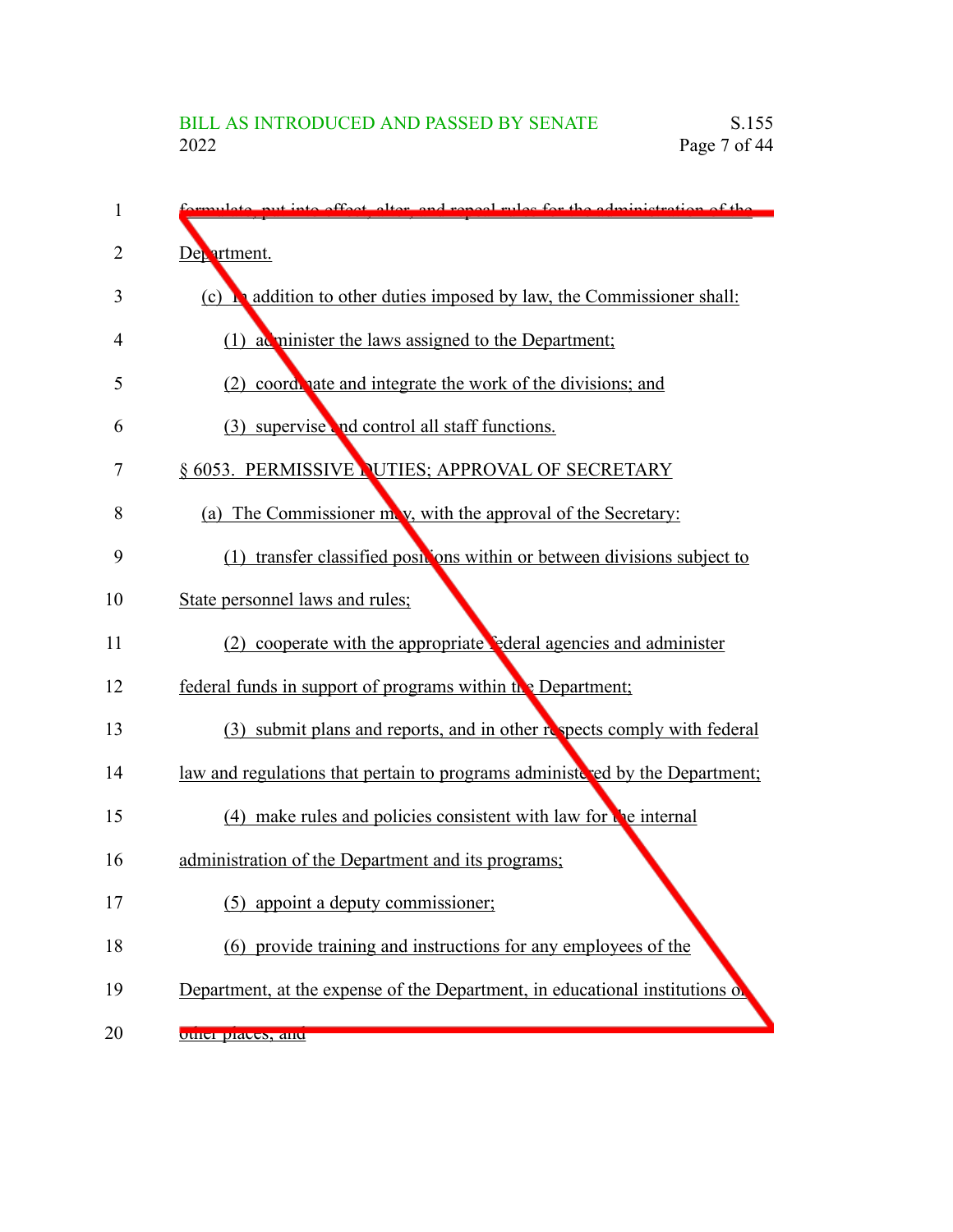formulate, put into effect, alter, and repeal rules for the administration of the Department.

(c) In addition to other duties imposed by law, the Commissioner shall:

(1) administer the laws assigned to the Department;

(2) coordinate and integrate the work of the divisions; and

(3) supervise and control all staff functions.

§ 6053. PERMISSIVE DUTIES; APPROVAL OF SECRETARY

(a) The Commissioner may, with the approval of the Secretary:

(1) transfer classified positions within or between divisions subject to State personnel laws and rules;

(2) cooperate with the appropriate federal agencies and administer federal funds in support of programs within the Department;

(3) submit plans and reports, and in other respects comply with federal law and regulations that pertain to programs administered by the Department;

(4) make rules and policies consistent with law for the internal administration of the Department and its programs;

(5) appoint a deputy commissioner;

(6) provide training and instructions for any employees of the Department, at the expense of the Department, in educational institutions or other places; and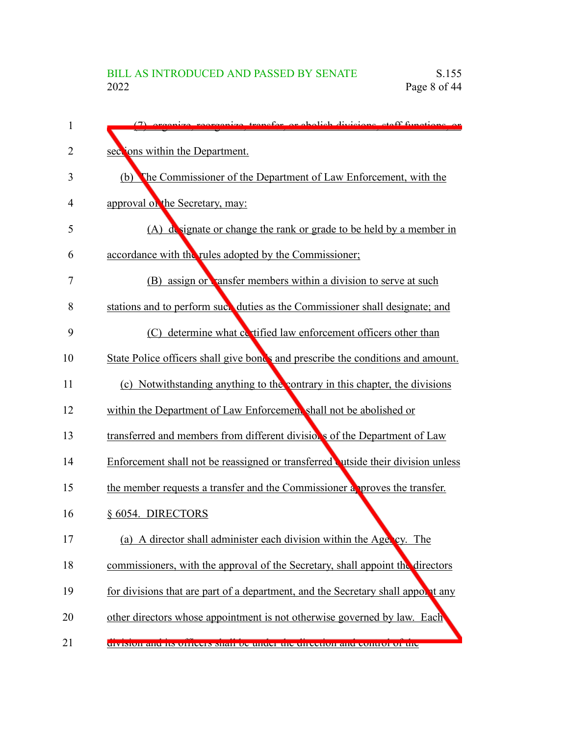(7) organize, reorganize, transfer, or abolish divisions, staff functions, or sections within the Department.

(b) The Commissioner of the Department of Law Enforcement, with the approval of the Secretary, may:

(A) designate or change the rank or grade to be held by a member in accordance with the rules adopted by the Commissioner;

(B) assign or transfer members within a division to serve at such stations and to perform such duties as the Commissioner shall designate; and

(C) determine what certified law enforcement officers other than State Police officers shall give bonds and prescribe the conditions and amount.

(c) Notwithstanding anything to the contrary in this chapter, the divisions within the Department of Law Enforcement shall not be abolished or transferred and members from different divisions of the Department of Law Enforcement shall not be reassigned or transferred outside their division unless the member requests a transfer and the Commissioner approves the transfer.

§ 6054. DIRECTORS

(a) A director shall administer each division within the Agency. The commissioners, with the approval of the Secretary, shall appoint the directors for divisions that are part of a department, and the Secretary shall appoint any other directors whose appointment is not otherwise governed by law. Each division and its officers shall be under the direction and control of the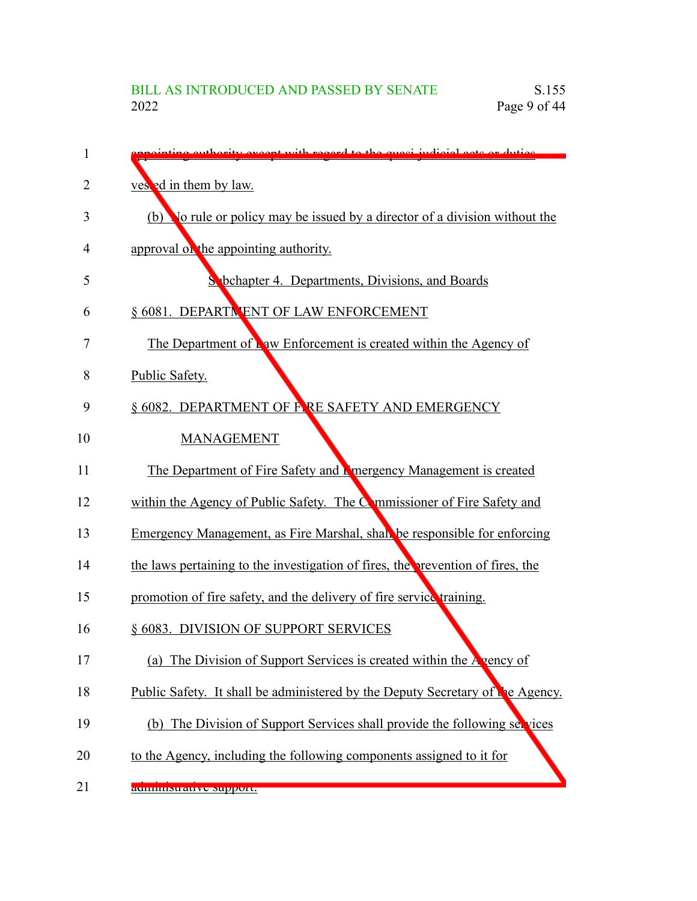appointing authority except with regard to the quasi-judicial acts or duties vested in them by law.

(b) No rule or policy may be issued by a director of a division without the approval of the appointing authority.

Subchapter 4. Departments, Divisions, and Boards

§ 6081. DEPARTMENT OF LAW ENFORCEMENT

The Department of Law Enforcement is created within the Agency of Public Safety.

§ 6082. DEPARTMENT OF FIRE SAFETY AND EMERGENCY MANAGEMENT

The Department of Fire Safety and Emergency Management is created within the Agency of Public Safety. The Commissioner of Fire Safety and Emergency Management, as Fire Marshal, shall be responsible for enforcing the laws pertaining to the investigation of fires, the prevention of fires, the promotion of fire safety, and the delivery of fire service training.

§ 6083. DIVISION OF SUPPORT SERVICES

(a) The Division of Support Services is created within the Agency of Public Safety. It shall be administered by the Deputy Secretary of the Agency.

(b) The Division of Support Services shall provide the following services to the Agency, including the following components assigned to it for administrative support: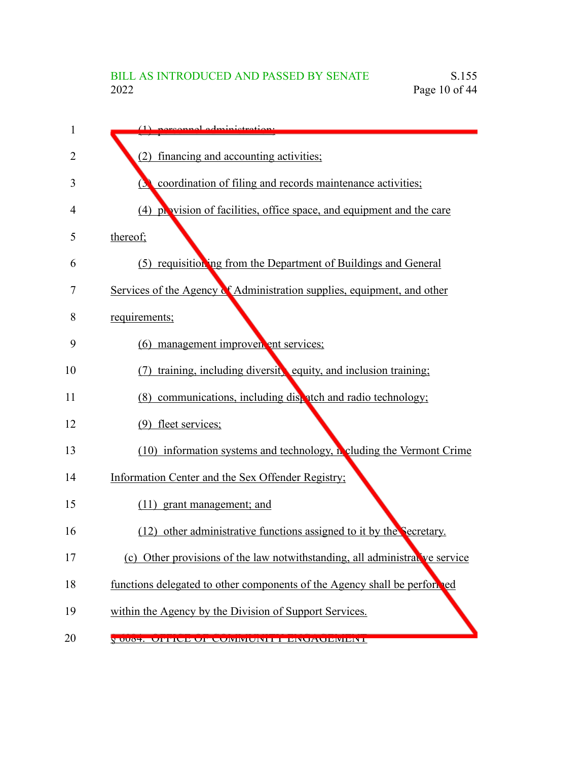(1) personnel administration;

(2) financing and accounting activities;

(3) coordination of filing and records maintenance activities;

(4) provision of facilities, office space, and equipment and the care thereof;

(5) requisitioning from the Department of Buildings and General Services of the Agency of Administration supplies, equipment, and other requirements;

(6) management improvement services;

(7) training, including diversity, equity, and inclusion training;

(8) communications, including dispatch and radio technology;

(9) fleet services;

(10) information systems and technology, including the Vermont Crime Information Center and the Sex Offender Registry;

(11) grant management; and

(12) other administrative functions assigned to it by the Secretary.

(c) Other provisions of the law notwithstanding, all administrative service functions delegated to other components of the Agency shall be performed within the Agency by the Division of Support Services.

§ 6084. OFFICE OF COMMUNITY ENGAGEMENT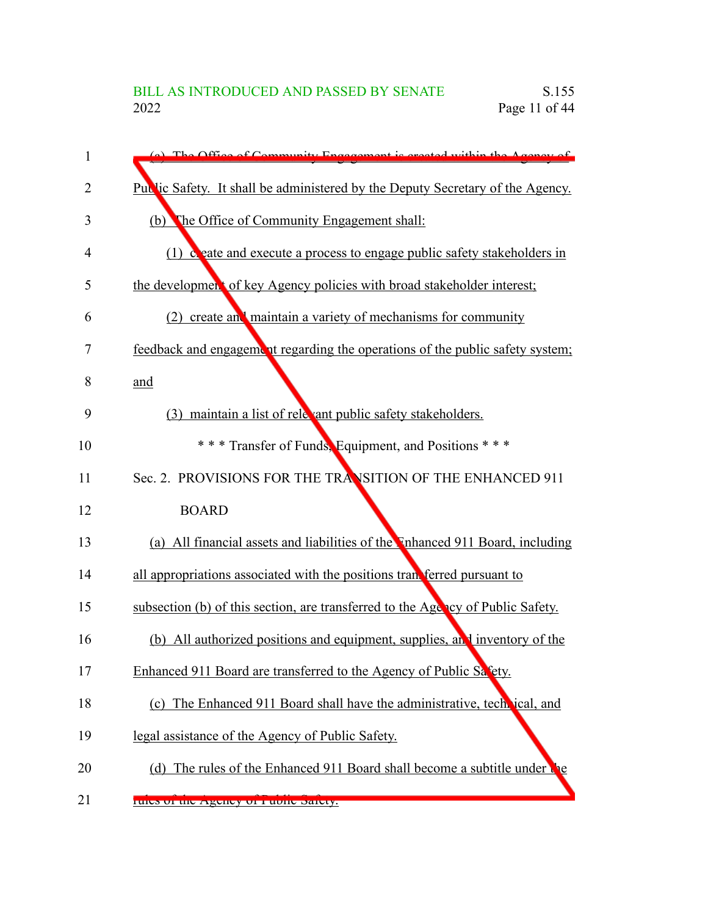(a) The Office of Community Engagement is created within the Agency of Public Safety. It shall be administered by the Deputy Secretary of the Agency.

(b) The Office of Community Engagement shall:

(1) create and execute a process to engage public safety stakeholders in the development of key Agency policies with broad stakeholder interest;

(2) create and maintain a variety of mechanisms for community feedback and engagement regarding the operations of the public safety system; and

(3) maintain a list of relevant public safety stakeholders.

\* \* \* Transfer of Funds, Equipment, and Positions \* \* \*

Sec. 2. PROVISIONS FOR THE TRANSITION OF THE ENHANCED 911 BOARD

(a) All financial assets and liabilities of the Enhanced 911 Board, including all appropriations associated with the positions transferred pursuant to subsection (b) of this section, are transferred to the Agency of Public Safety.

(b) All authorized positions and equipment, supplies, and inventory of the Enhanced 911 Board are transferred to the Agency of Public Safety.

(c) The Enhanced 911 Board shall have the administrative, technical, and legal assistance of the Agency of Public Safety.

(d) The rules of the Enhanced 911 Board shall become a subtitle under the rules of the Agency of Public Safety.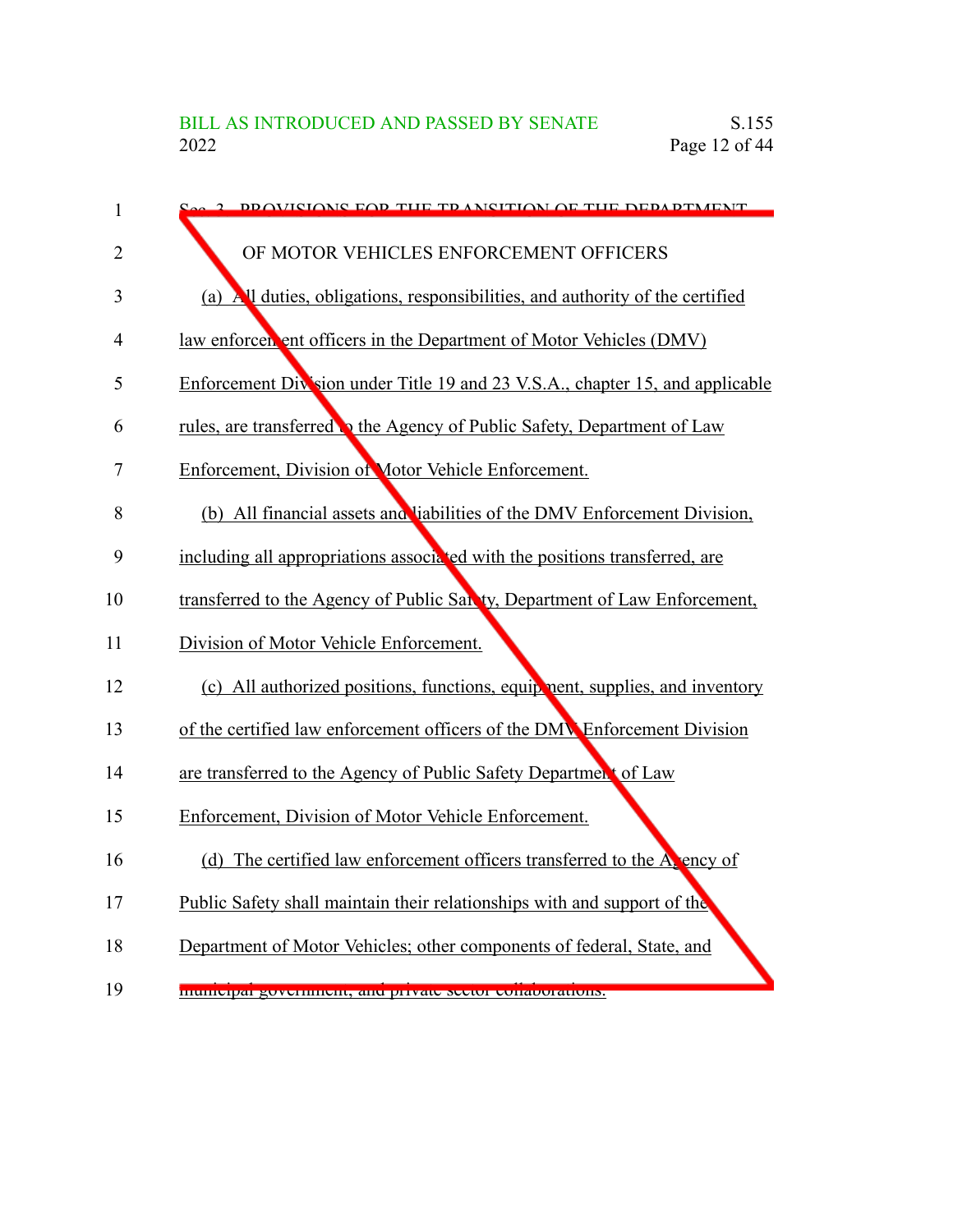Sec. 3. PROVISIONS FOR THE TRANSITION OF THE DEPARTMENT OF MOTOR VEHICLES ENFORCEMENT OFFICERS

(a) All duties, obligations, responsibilities, and authority of the certified law enforcement officers in the Department of Motor Vehicles (DMV) Enforcement Division under Title 19 and 23 V.S.A., chapter 15, and applicable rules, are transferred to the Agency of Public Safety, Department of Law Enforcement, Division of Motor Vehicle Enforcement.

(b) All financial assets and liabilities of the DMV Enforcement Division, including all appropriations associated with the positions transferred, are transferred to the Agency of Public Safety, Department of Law Enforcement, Division of Motor Vehicle Enforcement.

(c) All authorized positions, functions, equipment, supplies, and inventory of the certified law enforcement officers of the DMV Enforcement Division are transferred to the Agency of Public Safety Department of Law Enforcement, Division of Motor Vehicle Enforcement.

(d) The certified law enforcement officers transferred to the Agency of Public Safety shall maintain their relationships with and support of the Department of Motor Vehicles; other components of federal, State, and municipal government; and private sector collaborations.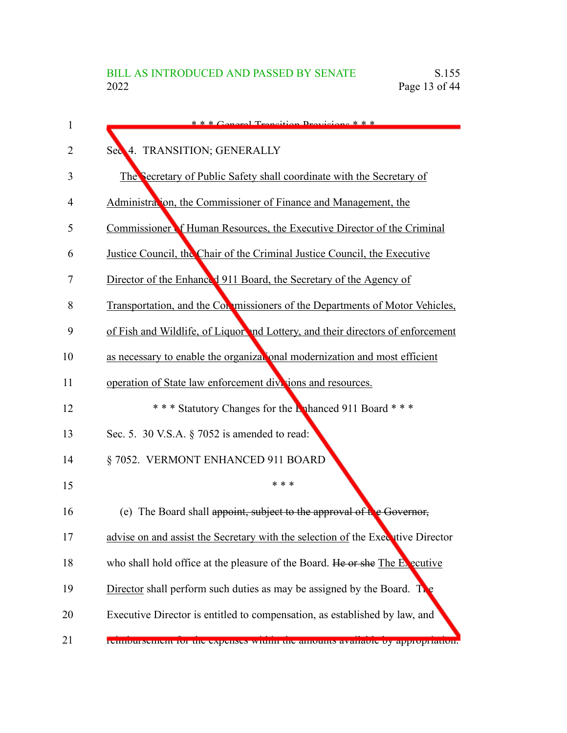\* \* \* General Transition Provisions \* \* \*

Sec. 4. TRANSITION; GENERALLY

The Secretary of Public Safety shall coordinate with the Secretary of Administration, the Commissioner of Finance and Management, the Commissioner of Human Resources, the Executive Director of the Criminal Justice Council, the Chair of the Criminal Justice Council, the Executive Director of the Enhanced 911 Board, the Secretary of the Agency of Transportation, and the Commissioners of the Departments of Motor Vehicles, of Fish and Wildlife, of Liquor and Lottery, and their directors of enforcement as necessary to enable the organizational modernization and most efficient operation of State law enforcement divisions and resources.

\* \* \* Statutory Changes for the Enhanced 911 Board \* \* \*

Sec. 5. 30 V.S.A. § 7052 is amended to read:

§ 7052. VERMONT ENHANCED 911 BOARD

\* \* \*

(e) The Board shall ~~appoint, subject to the approval of the Governor,~~ advise on and assist the Secretary with the selection of the Executive Director who shall hold office at the pleasure of the Board. ~~He or she~~ The Executive Director shall perform such duties as may be assigned by the Board. The Executive Director is entitled to compensation, as established by law, and reimbursement for the expenses within the amounts available by appropriation.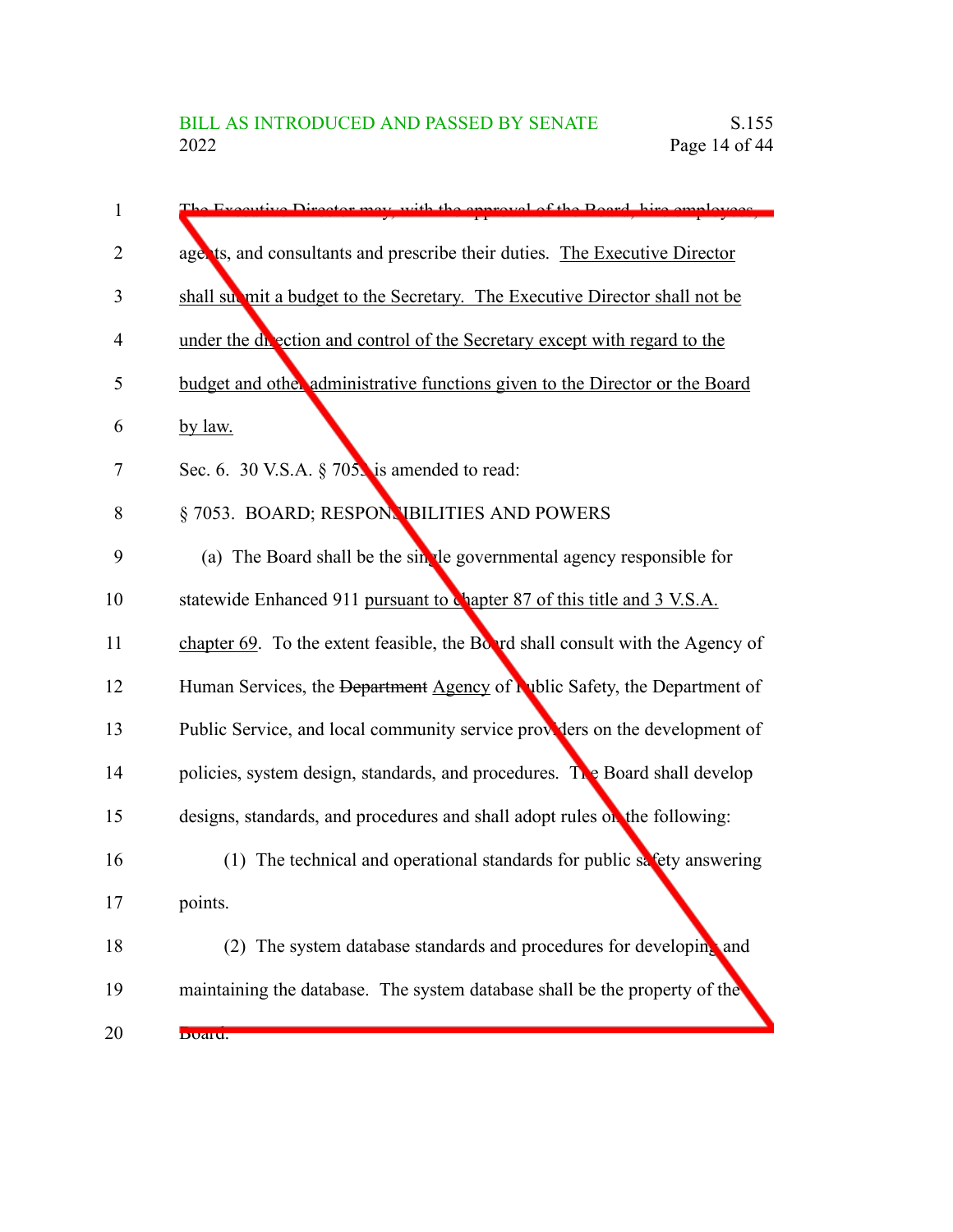The Executive Director may, with the approval of the Board, hire employees, agents, and consultants and prescribe their duties. The Executive Director shall submit a budget to the Secretary. The Executive Director shall not be under the direction and control of the Secretary except with regard to the budget and other administrative functions given to the Director or the Board by law.

Sec. 6. 30 V.S.A. § 7053 is amended to read:

§ 7053. BOARD; RESPONSIBILITIES AND POWERS

(a) The Board shall be the single governmental agency responsible for statewide Enhanced 911 pursuant to chapter 87 of this title and 3 V.S.A. chapter 69. To the extent feasible, the Board shall consult with the Agency of Human Services, the ~~Department~~ Agency of Public Safety, the Department of Public Service, and local community service providers on the development of policies, system design, standards, and procedures. The Board shall develop designs, standards, and procedures and shall adopt rules on the following:

(1) The technical and operational standards for public safety answering points.

(2) The system database standards and procedures for developing and maintaining the database. The system database shall be the property of the Board.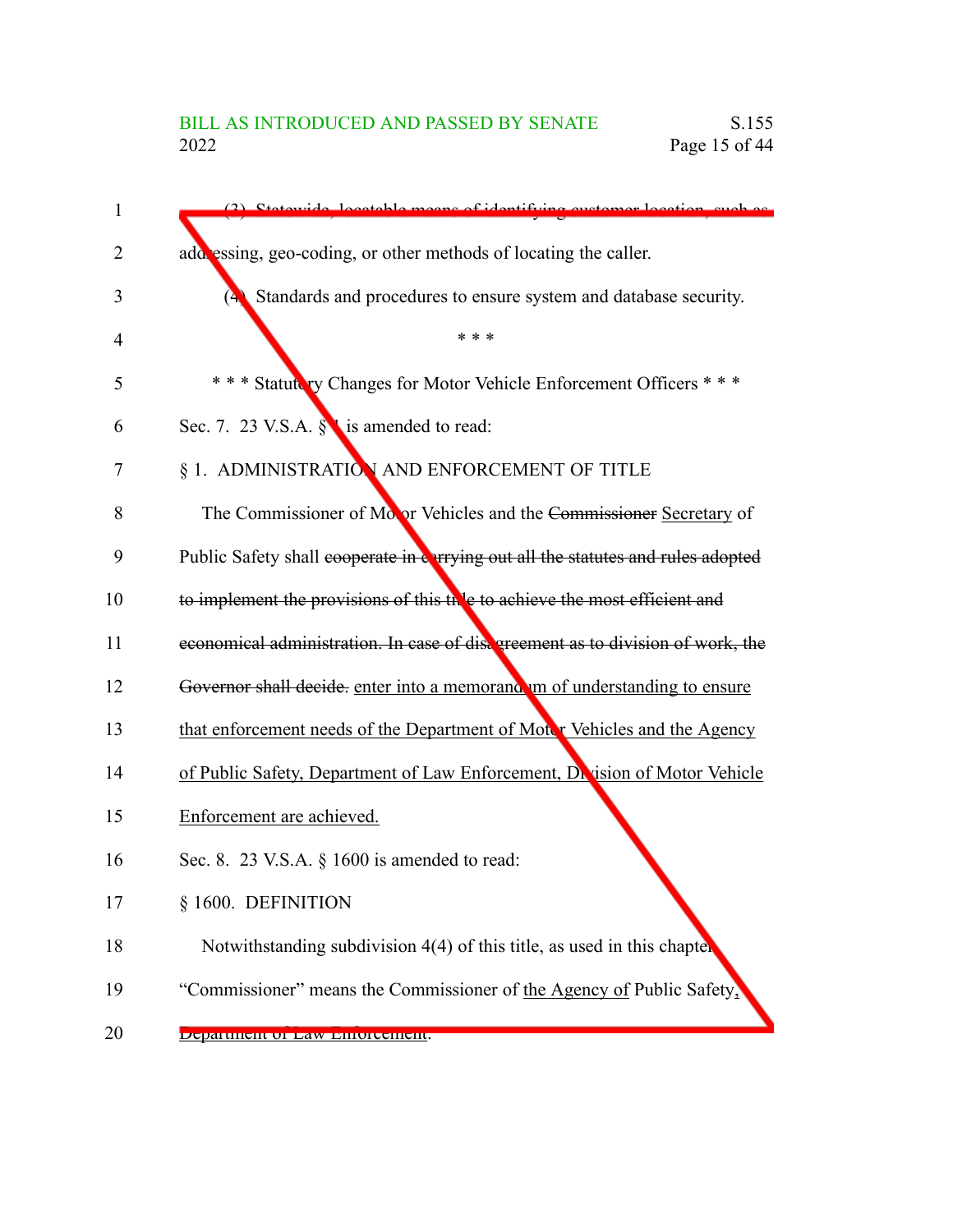(3) Statewide, locatable means of identifying customer location, such as addressing, geo-coding, or other methods of locating the caller.

(4) Standards and procedures to ensure system and database security.

\* \* \*

\* \* \* Statutory Changes for Motor Vehicle Enforcement Officers \* \* \*

Sec. 7. 23 V.S.A. § 1 is amended to read:

§ 1. ADMINISTRATION AND ENFORCEMENT OF TITLE

The Commissioner of Motor Vehicles and the ~~Commissioner~~ <u>Secretary</u> of Public Safety shall ~~cooperate in carrying out all the statutes and rules adopted to implement the provisions of this title to achieve the most efficient and economical administration. In case of disagreement as to division of work, the Governor shall decide.~~ <u>enter into a memorandum of understanding to ensure that enforcement needs of the Department of Motor Vehicles and the Agency of Public Safety, Department of Law Enforcement, Division of Motor Vehicle Enforcement are achieved.</u>

Sec. 8. 23 V.S.A. § 1600 is amended to read:

§ 1600. DEFINITION

Notwithstanding subdivision 4(4) of this title, as used in this chapter, "Commissioner" means the Commissioner of <u>the Agency of</u> Public Safety<u>, Department of Law Enforcement</u>.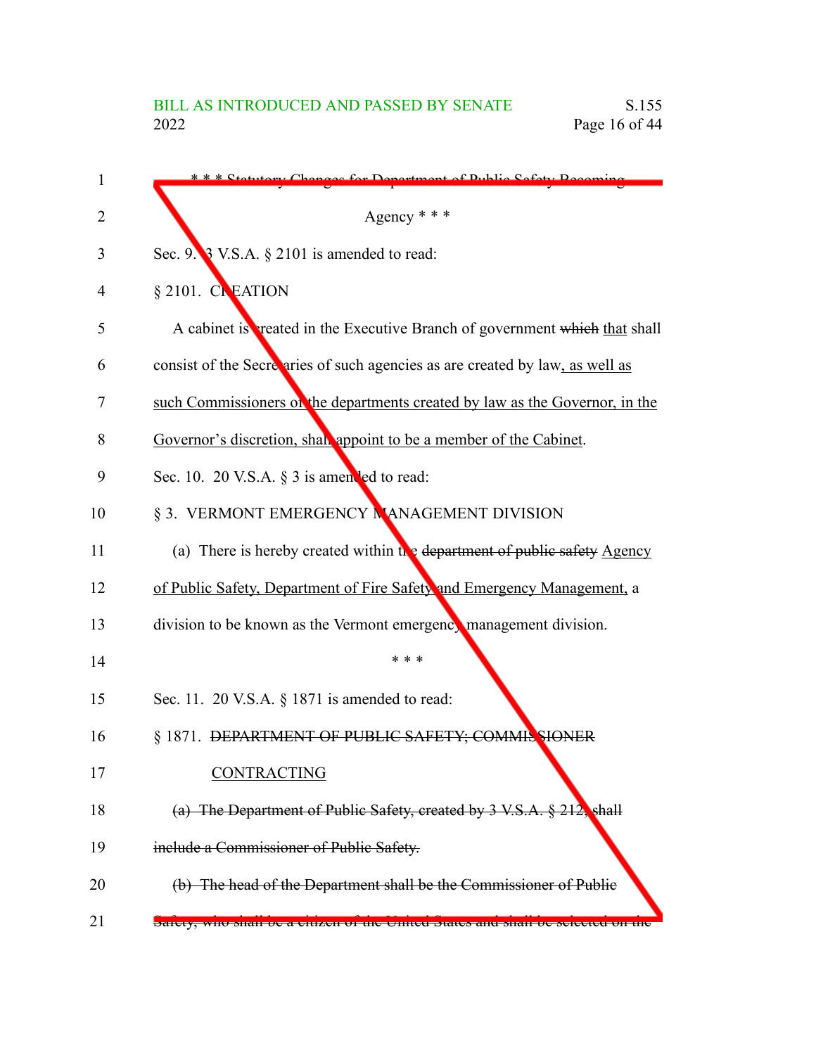\* \* \* Statutory Changes for Department of Public Safety Becoming Agency \* \* \*

Sec. 9. 3 V.S.A. § 2101 is amended to read:

§ 2101. CREATION

A cabinet is created in the Executive Branch of government ~~which~~ that shall consist of the Secretaries of such agencies as are created by law, as well as such Commissioners of the departments created by law as the Governor, in the Governor's discretion, shall appoint to be a member of the Cabinet.

Sec. 10. 20 V.S.A. § 3 is amended to read:

§ 3. VERMONT EMERGENCY MANAGEMENT DIVISION

(a) There is hereby created within the ~~department of public safety~~ Agency of Public Safety, Department of Fire Safety and Emergency Management, a division to be known as the Vermont emergency management division.

\* \* \*

Sec. 11. 20 V.S.A. § 1871 is amended to read:

§ 1871. ~~DEPARTMENT OF PUBLIC SAFETY; COMMISSIONER~~ CONTRACTING

~~(a) The Department of Public Safety, created by 3 V.S.A. § 212, shall include a Commissioner of Public Safety.~~

~~(b) The head of the Department shall be the Commissioner of Public Safety, who shall be a citizen of the United States and shall be selected on the~~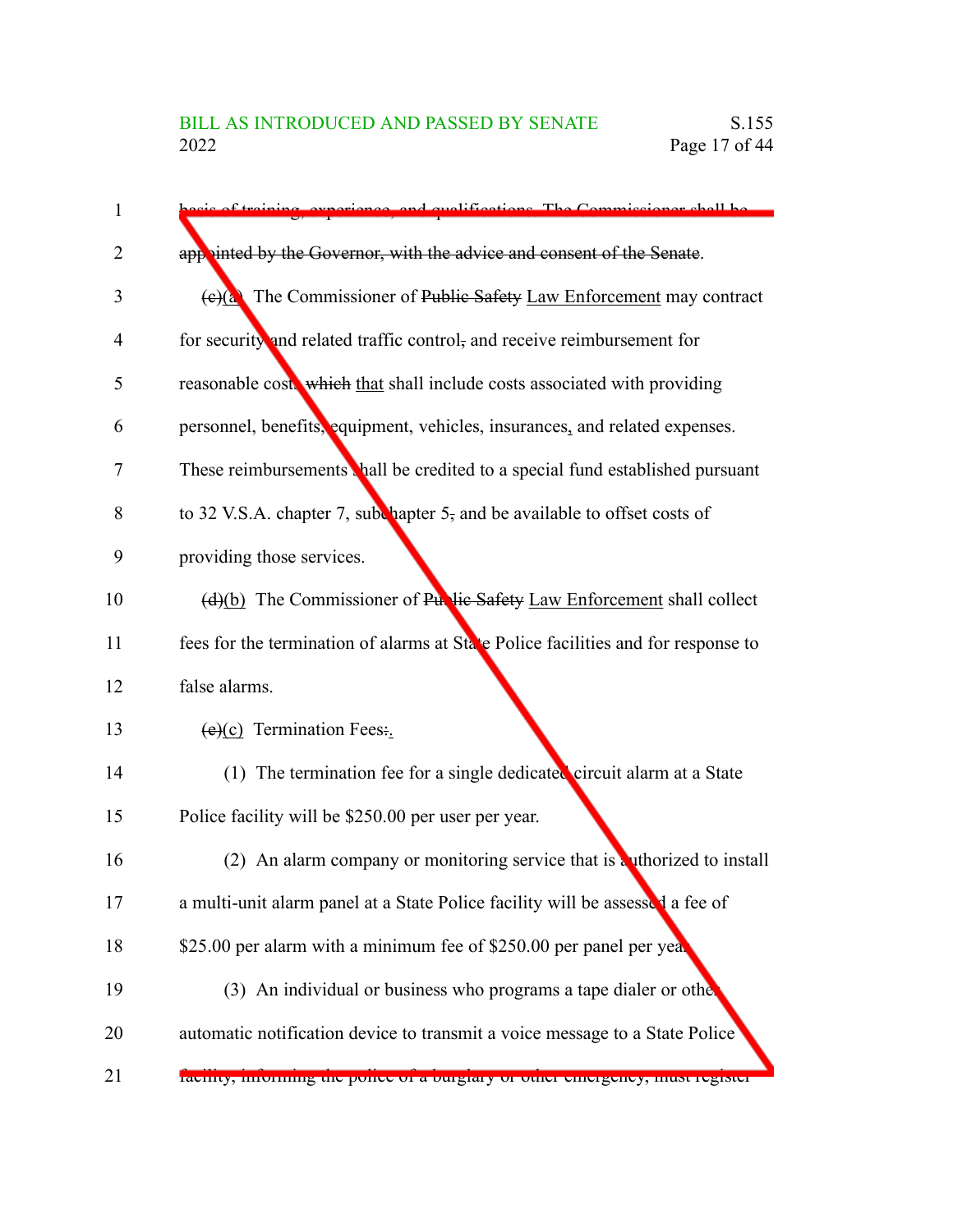basis of training, experience, and qualifications. The Commissioner shall be appointed by the Governor, with the advice and consent of the Senate.

~~(c)~~(a) The Commissioner of ~~Public Safety~~ Law Enforcement may contract for security and related traffic control~~,~~ and receive reimbursement for reasonable costs ~~which~~ that shall include costs associated with providing personnel, benefits, equipment, vehicles, insurances, and related expenses. These reimbursements shall be credited to a special fund established pursuant to 32 V.S.A. chapter 7, subchapter 5~~,~~ and be available to offset costs of providing those services.

~~(d)~~(b) The Commissioner of ~~Public Safety~~ Law Enforcement shall collect fees for the termination of alarms at State Police facilities and for response to false alarms.

~~(e)~~(c) Termination Fees~~:~~.

(1) The termination fee for a single dedicated circuit alarm at a State Police facility will be $250.00 per user per year.

(2) An alarm company or monitoring service that is authorized to install a multi-unit alarm panel at a State Police facility will be assessed a fee of $25.00 per alarm with a minimum fee of $250.00 per panel per year.

(3) An individual or business who programs a tape dialer or other automatic notification device to transmit a voice message to a State Police facility, informing the police of a burglary or other emergency, must register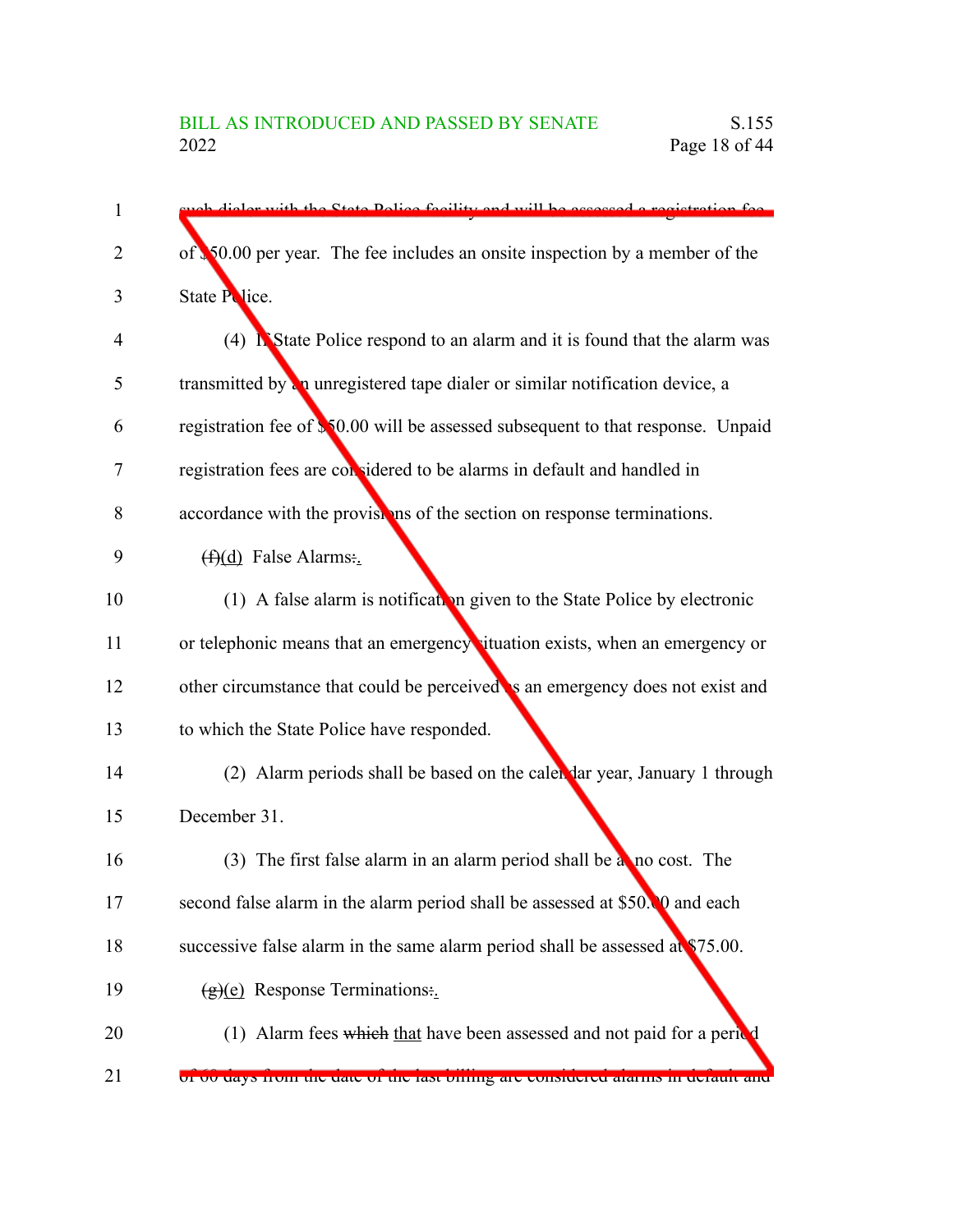such dialer with the State Police facility and will be assessed a registration fee of $50.00 per year. The fee includes an onsite inspection by a member of the State Police.

(4) If State Police respond to an alarm and it is found that the alarm was transmitted by an unregistered tape dialer or similar notification device, a registration fee of $50.00 will be assessed subsequent to that response. Unpaid registration fees are considered to be alarms in default and handled in accordance with the provisions of the section on response terminations.

~~(f)~~(d) False Alarms~~:~~.

(1) A false alarm is notification given to the State Police by electronic or telephonic means that an emergency situation exists, when an emergency or other circumstance that could be perceived as an emergency does not exist and to which the State Police have responded.

(2) Alarm periods shall be based on the calendar year, January 1 through December 31.

(3) The first false alarm in an alarm period shall be at no cost. The second false alarm in the alarm period shall be assessed at $50.00 and each successive false alarm in the same alarm period shall be assessed at $75.00.

~~(g)~~(e) Response Terminations~~:~~.

(1) Alarm fees ~~which~~ that have been assessed and not paid for a period of 60 days from the date of the last billing are considered alarms in default and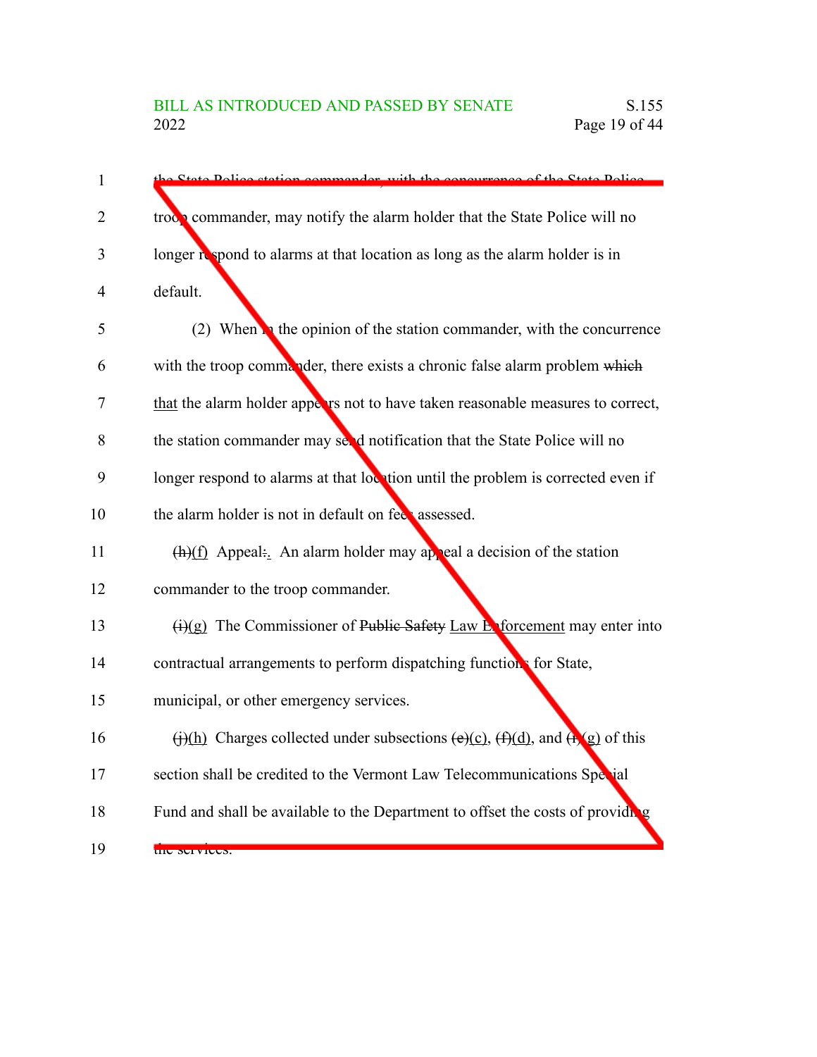the State Police station commander, with the concurrence of the State Police troop commander, may notify the alarm holder that the State Police will no longer respond to alarms at that location as long as the alarm holder is in default.

(2) When in the opinion of the station commander, with the concurrence with the troop commander, there exists a chronic false alarm problem ~~which~~ that the alarm holder appears not to have taken reasonable measures to correct, the station commander may send notification that the State Police will no longer respond to alarms at that location until the problem is corrected even if the alarm holder is not in default on fees assessed.

~~(h)~~(f) Appeal~~:~~. An alarm holder may appeal a decision of the station commander to the troop commander.

~~(i)~~(g) The Commissioner of ~~Public Safety~~ Law Enforcement may enter into contractual arrangements to perform dispatching functions for State, municipal, or other emergency services.

~~(j)~~(h) Charges collected under subsections ~~(e)~~(c), ~~(f)~~(d), and ~~(i)~~(g) of this section shall be credited to the Vermont Law Telecommunications Special Fund and shall be available to the Department to offset the costs of providing the services.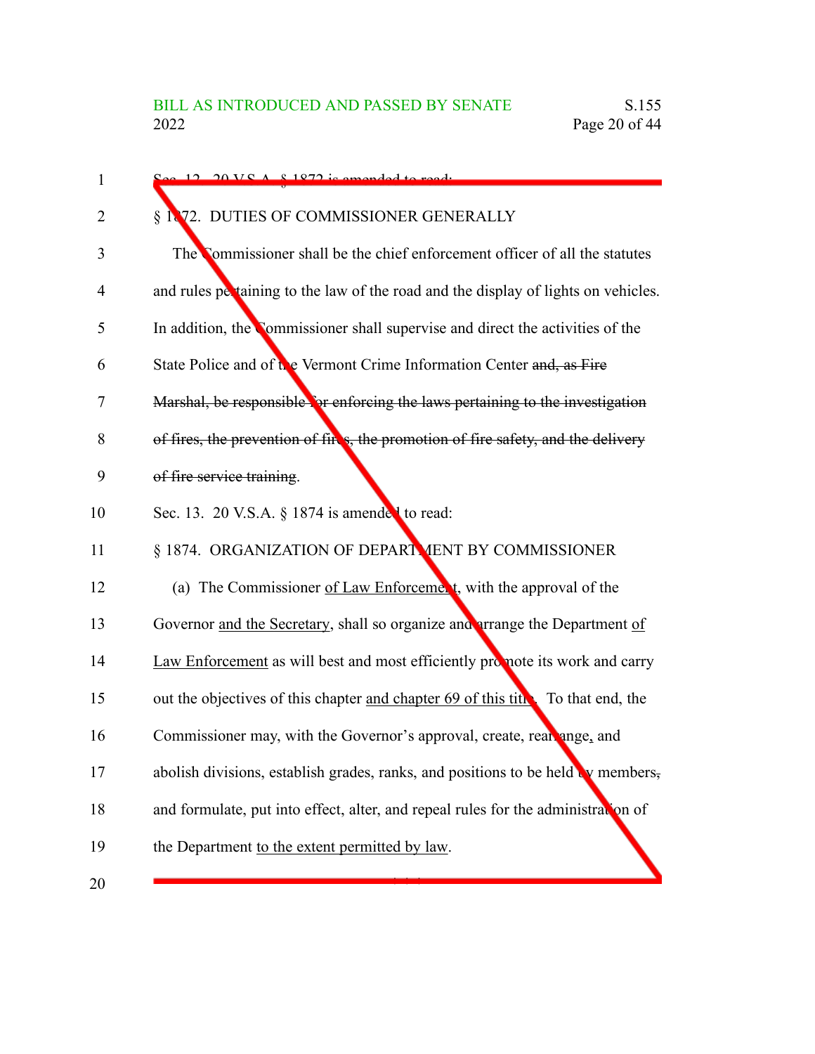Sec. 12. 20 V.S.A. § 1872 is amended to read:

§ 1872. DUTIES OF COMMISSIONER GENERALLY

The Commissioner shall be the chief enforcement officer of all the statutes and rules pertaining to the law of the road and the display of lights on vehicles. In addition, the Commissioner shall supervise and direct the activities of the State Police and of the Vermont Crime Information Center ~~and, as Fire Marshal, be responsible for enforcing the laws pertaining to the investigation of fires, the prevention of fires, the promotion of fire safety, and the delivery of fire service training~~.

Sec. 13. 20 V.S.A. § 1874 is amended to read:

§ 1874. ORGANIZATION OF DEPARTMENT BY COMMISSIONER

(a) The Commissioner <u>of Law Enforcement</u>, with the approval of the Governor <u>and the Secretary</u>, shall so organize and arrange the Department <u>of Law Enforcement</u> as will best and most efficiently promote its work and carry out the objectives of this chapter <u>and chapter 69 of this title</u>. To that end, the Commissioner may, with the Governor's approval, create, rearrange<u>,</u> and abolish divisions, establish grades, ranks, and positions to be held by members~~,~~ and formulate, put into effect, alter, and repeal rules for the administration of the Department <u>to the extent permitted by law</u>.

\* \* \*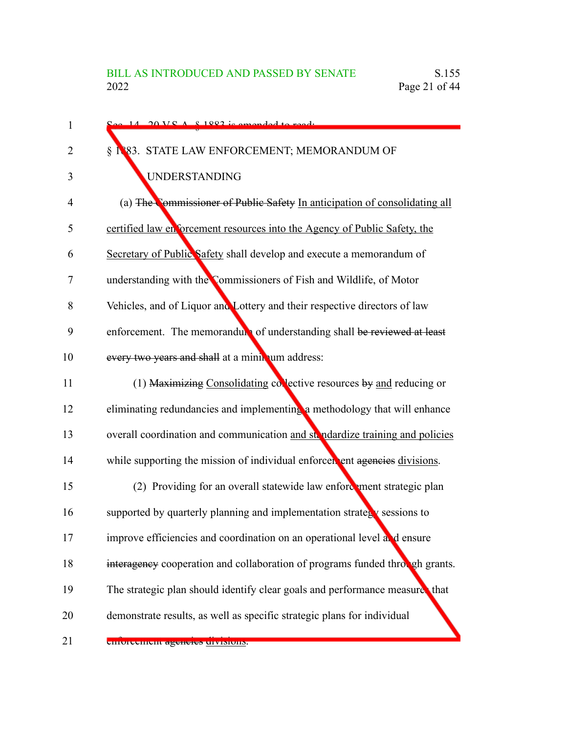Sec. 14. 20 V.S.A. § 1883 is amended to read:

§ 1883. STATE LAW ENFORCEMENT; MEMORANDUM OF UNDERSTANDING

(a) ~~The Commissioner of Public Safety~~ In anticipation of consolidating all certified law enforcement resources into the Agency of Public Safety, the Secretary of Public Safety shall develop and execute a memorandum of understanding with the Commissioners of Fish and Wildlife, of Motor Vehicles, and of Liquor and Lottery and their respective directors of law enforcement. The memorandum of understanding shall ~~be reviewed at least every two years and shall~~ at a minimum address:

(1) ~~Maximizing~~ Consolidating collective resources ~~by~~ and reducing or eliminating redundancies and implementing a methodology that will enhance overall coordination and communication and standardize training and policies while supporting the mission of individual enforcement ~~agencies~~ divisions.

(2) Providing for an overall statewide law enforcement strategic plan supported by quarterly planning and implementation strategy sessions to improve efficiencies and coordination on an operational level and ensure ~~interagency~~ cooperation and collaboration of programs funded through grants. The strategic plan should identify clear goals and performance measures that demonstrate results, as well as specific strategic plans for individual enforcement ~~agencies~~ divisions.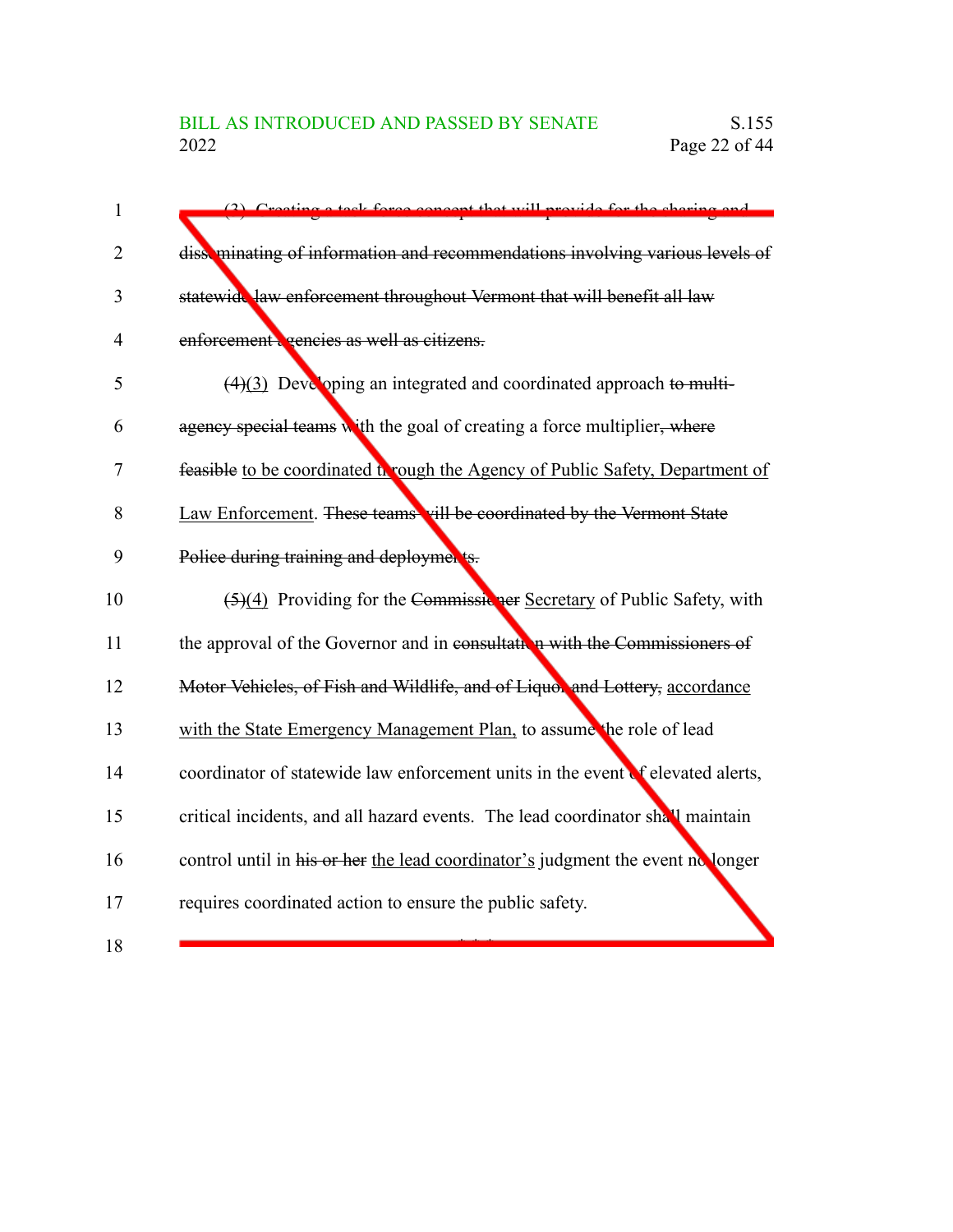~~(3) Creating a task force concept that will provide for the sharing and disseminating of information and recommendations involving various levels of statewide law enforcement throughout Vermont that will benefit all law enforcement agencies as well as citizens.~~

~~(4)~~(3) Developing an integrated and coordinated approach ~~to multi-agency special teams~~ with the goal of creating a force multiplier~~, where feasible~~ to be coordinated through the Agency of Public Safety, Department of Law Enforcement. ~~These teams will be coordinated by the Vermont State Police during training and deployments.~~

~~(5)~~(4) Providing for the ~~Commissioner~~ Secretary of Public Safety, with the approval of the Governor and in ~~consultation with the Commissioners of Motor Vehicles, of Fish and Wildlife, and of Liquor and Lottery,~~ accordance with the State Emergency Management Plan, to assume the role of lead coordinator of statewide law enforcement units in the event of elevated alerts, critical incidents, and all hazard events. The lead coordinator shall maintain control until in ~~his or her~~ the lead coordinator's judgment the event no longer requires coordinated action to ensure the public safety.

\* \* \*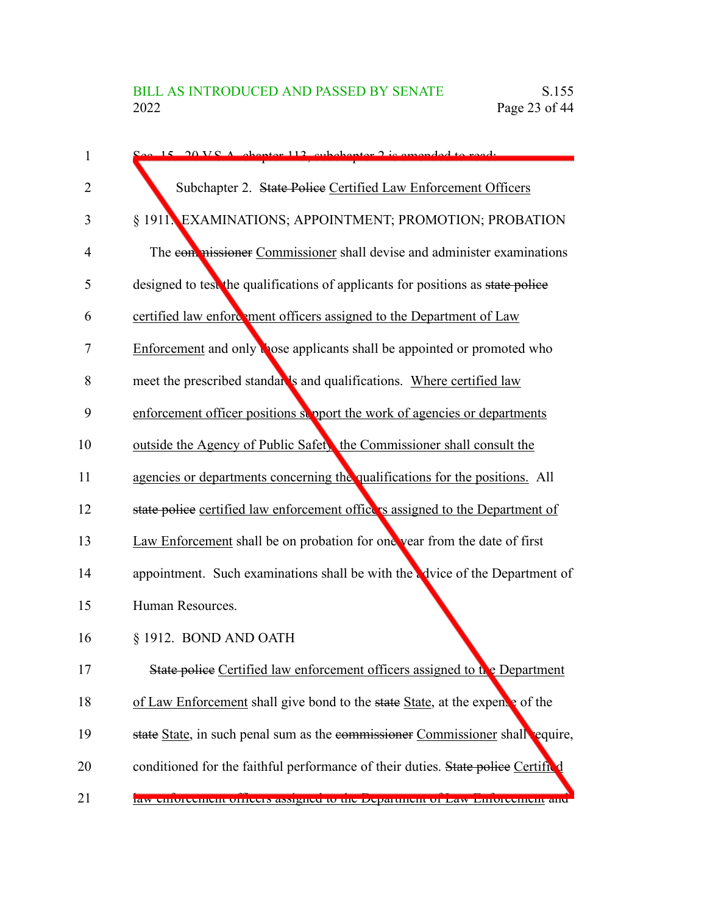Sec. 15. 20 V.S.A. chapter 113, subchapter 2 is amended to read:

Subchapter 2. ~~State Police~~ Certified Law Enforcement Officers

§ 1911. EXAMINATIONS; APPOINTMENT; PROMOTION; PROBATION

The ~~commissioner~~ Commissioner shall devise and administer examinations designed to test the qualifications of applicants for positions as ~~state police~~ certified law enforcement officers assigned to the Department of Law Enforcement and only those applicants shall be appointed or promoted who meet the prescribed standards and qualifications. Where certified law enforcement officer positions support the work of agencies or departments outside the Agency of Public Safety, the Commissioner shall consult the agencies or departments concerning the qualifications for the positions. All ~~state police~~ certified law enforcement officers assigned to the Department of Law Enforcement shall be on probation for one year from the date of first appointment. Such examinations shall be with the advice of the Department of Human Resources.

§ 1912. BOND AND OATH

~~State police~~ Certified law enforcement officers assigned to the Department of Law Enforcement shall give bond to the ~~state~~ State, at the expense of the ~~state~~ State, in such penal sum as the ~~commissioner~~ Commissioner shall require, conditioned for the faithful performance of their duties. ~~State police~~ Certified law enforcement officers assigned to the Department of Law Enforcement and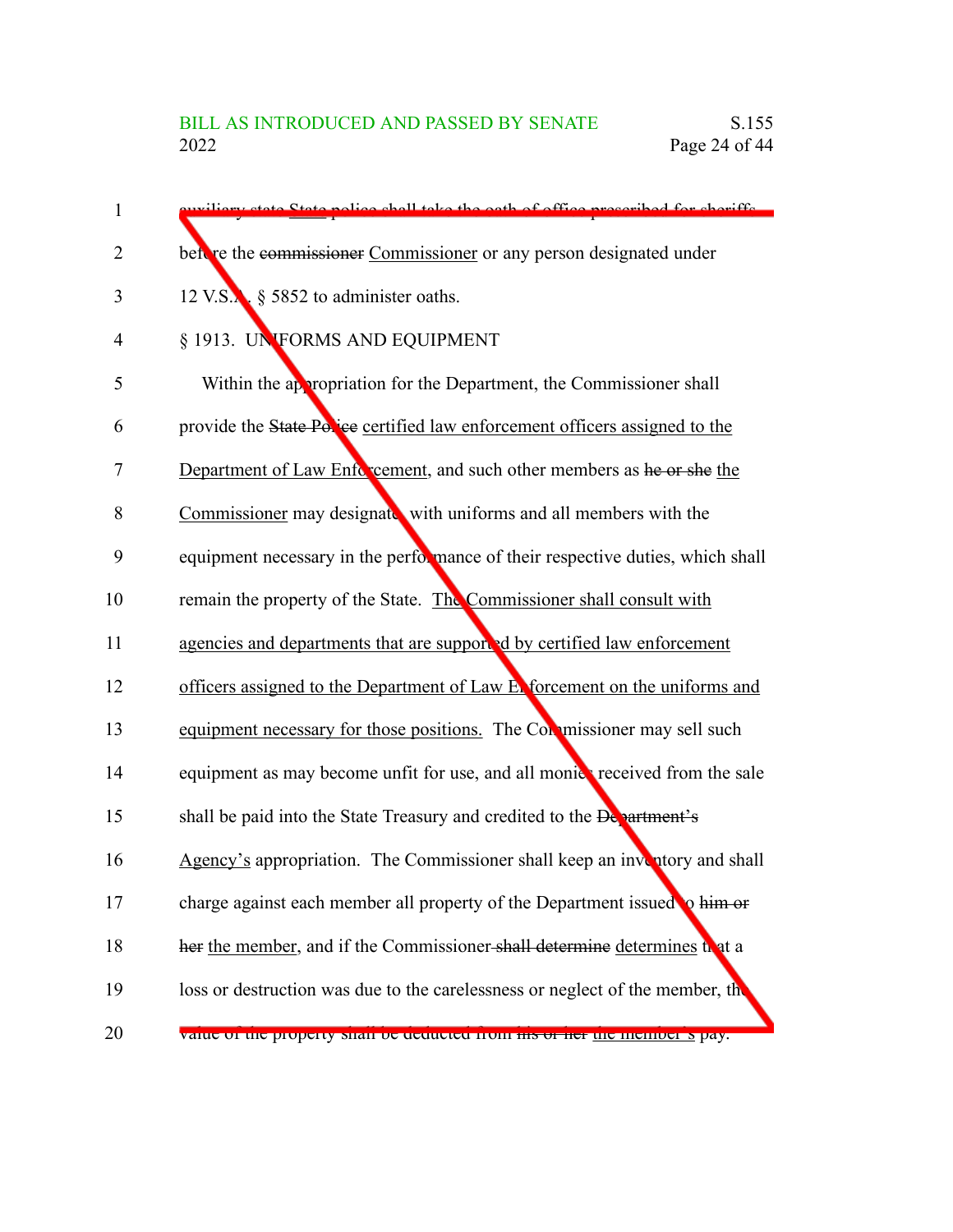auxiliary state State police shall take the oath of office prescribed for sheriffs before the commissioner Commissioner or any person designated under 12 V.S.A. § 5852 to administer oaths.

§ 1913. UNIFORMS AND EQUIPMENT

Within the appropriation for the Department, the Commissioner shall provide the State Police certified law enforcement officers assigned to the Department of Law Enforcement, and such other members as he or she the Commissioner may designate, with uniforms and all members with the equipment necessary in the performance of their respective duties, which shall remain the property of the State. The Commissioner shall consult with agencies and departments that are supported by certified law enforcement officers assigned to the Department of Law Enforcement on the uniforms and equipment necessary for those positions. The Commissioner may sell such equipment as may become unfit for use, and all monies received from the sale shall be paid into the State Treasury and credited to the Department's Agency's appropriation. The Commissioner shall keep an inventory and shall charge against each member all property of the Department issued to him or her the member, and if the Commissioner shall determine determines that a loss or destruction was due to the carelessness or neglect of the member, the value of the property shall be deducted from his or her the member's pay.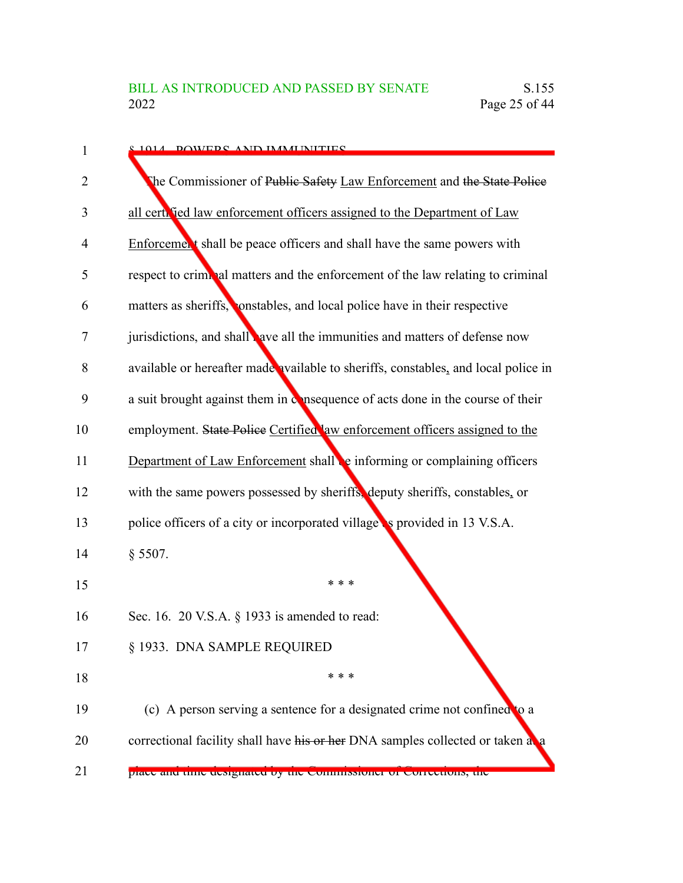§ 1914. POWERS AND IMMUNITIES

The Commissioner of ~~Public Safety~~ Law Enforcement and ~~the State Police~~ all certified law enforcement officers assigned to the Department of Law Enforcement shall be peace officers and shall have the same powers with respect to criminal matters and the enforcement of the law relating to criminal matters as sheriffs, constables, and local police have in their respective jurisdictions, and shall have all the immunities and matters of defense now available or hereafter made available to sheriffs, constables, and local police in a suit brought against them in consequence of acts done in the course of their employment. ~~State Police~~ Certified law enforcement officers assigned to the Department of Law Enforcement shall be informing or complaining officers with the same powers possessed by sheriffs, deputy sheriffs, constables, or police officers of a city or incorporated village as provided in 13 V.S.A. § 5507.

\* \* \*

Sec. 16. 20 V.S.A. § 1933 is amended to read:

§ 1933. DNA SAMPLE REQUIRED

\* \* \*

(c) A person serving a sentence for a designated crime not confined to a correctional facility shall have ~~his or her~~ DNA samples collected or taken at a place and time designated by the Commissioner of Corrections, the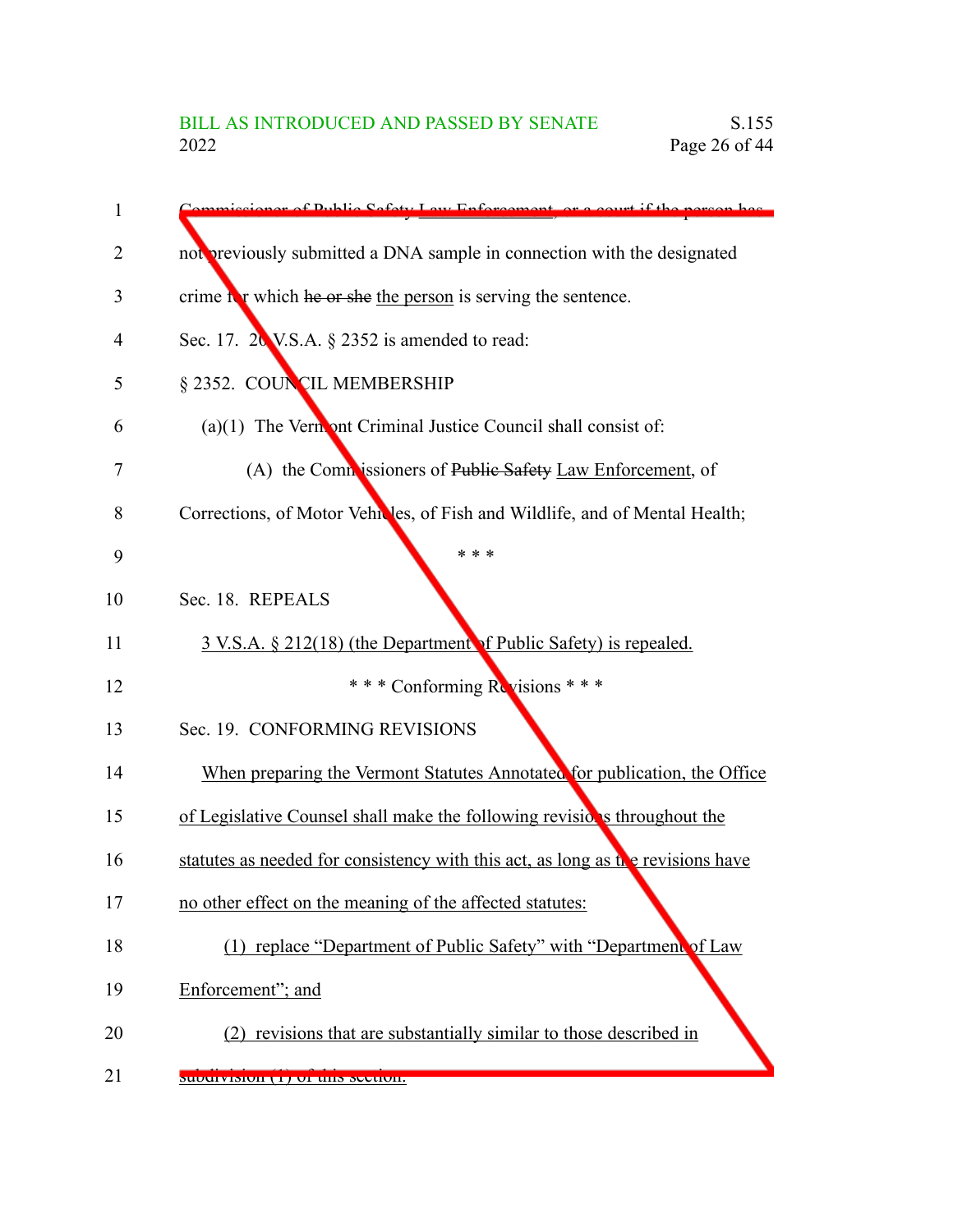Commissioner of ~~Public Safety~~ Law Enforcement, or a court if the person has not previously submitted a DNA sample in connection with the designated crime for which ~~he or she~~ the person is serving the sentence.

Sec. 17. 20 V.S.A. § 2352 is amended to read:

§ 2352. COUNCIL MEMBERSHIP

(a)(1) The Vermont Criminal Justice Council shall consist of:

(A) the Commissioners of ~~Public Safety~~ Law Enforcement, of Corrections, of Motor Vehicles, of Fish and Wildlife, and of Mental Health;

\* \* \*

Sec. 18. REPEALS

3 V.S.A. § 212(18) (the Department of Public Safety) is repealed.

\* \* \* Conforming Revisions \* \* \*

Sec. 19. CONFORMING REVISIONS

When preparing the Vermont Statutes Annotated for publication, the Office of Legislative Counsel shall make the following revisions throughout the statutes as needed for consistency with this act, as long as the revisions have no other effect on the meaning of the affected statutes:

(1) replace "Department of Public Safety" with "Department of Law Enforcement"; and

(2) revisions that are substantially similar to those described in subdivision (1) of this section.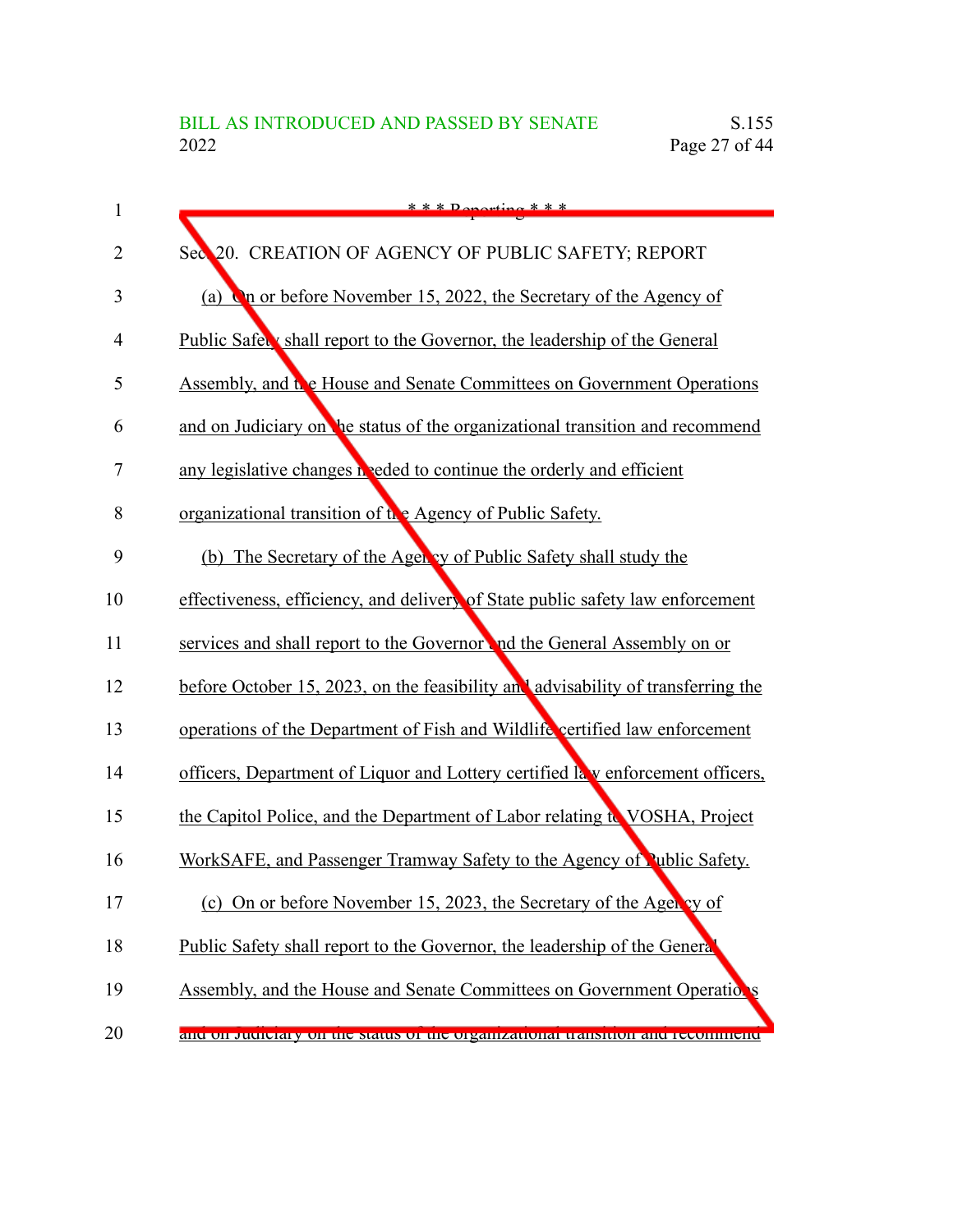\* \* \* Reporting \* \* \*

Sec. 20. CREATION OF AGENCY OF PUBLIC SAFETY; REPORT

(a) On or before November 15, 2022, the Secretary of the Agency of Public Safety shall report to the Governor, the leadership of the General Assembly, and the House and Senate Committees on Government Operations and on Judiciary on the status of the organizational transition and recommend any legislative changes needed to continue the orderly and efficient organizational transition of the Agency of Public Safety.

(b) The Secretary of the Agency of Public Safety shall study the effectiveness, efficiency, and delivery of State public safety law enforcement services and shall report to the Governor and the General Assembly on or before October 15, 2023, on the feasibility and advisability of transferring the operations of the Department of Fish and Wildlife certified law enforcement officers, Department of Liquor and Lottery certified law enforcement officers, the Capitol Police, and the Department of Labor relating to VOSHA, Project WorkSAFE, and Passenger Tramway Safety to the Agency of Public Safety.

(c) On or before November 15, 2023, the Secretary of the Agency of Public Safety shall report to the Governor, the leadership of the General Assembly, and the House and Senate Committees on Government Operations and on Judiciary on the status of the organizational transition and recommend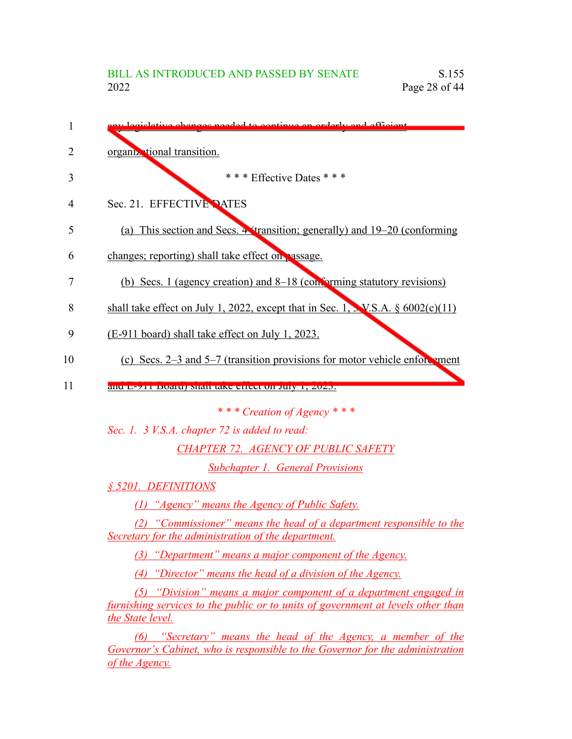any legislative changes needed to continue an orderly and efficient organizational transition.

\* \* \* Effective Dates \* \* \*

Sec. 21. EFFECTIVE DATES

(a) This section and Secs. 4 (transition; generally) and 19–20 (conforming changes; reporting) shall take effect on passage.

(b) Secs. 1 (agency creation) and 8–18 (conforming statutory revisions) shall take effect on July 1, 2022, except that in Sec. 1, 3 V.S.A. § 6002(c)(11) (E-911 board) shall take effect on July 1, 2023.

(c) Secs. 2–3 and 5–7 (transition provisions for motor vehicle enforcement and E-911 Board) shall take effect on July 1, 2023.

*\* \* \* Creation of Agency \* \* \**

*Sec. 1. 3 V.S.A. chapter 72 is added to read:*

*CHAPTER 72. AGENCY OF PUBLIC SAFETY*

*Subchapter 1. General Provisions*

*§ 5201. DEFINITIONS*

*(1) "Agency" means the Agency of Public Safety.*

*(2) "Commissioner" means the head of a department responsible to the Secretary for the administration of the department.*

*(3) "Department" means a major component of the Agency.*

*(4) "Director" means the head of a division of the Agency.*

*(5) "Division" means a major component of a department engaged in furnishing services to the public or to units of government at levels other than the State level.*

*(6) "Secretary" means the head of the Agency, a member of the Governor's Cabinet, who is responsible to the Governor for the administration of the Agency.*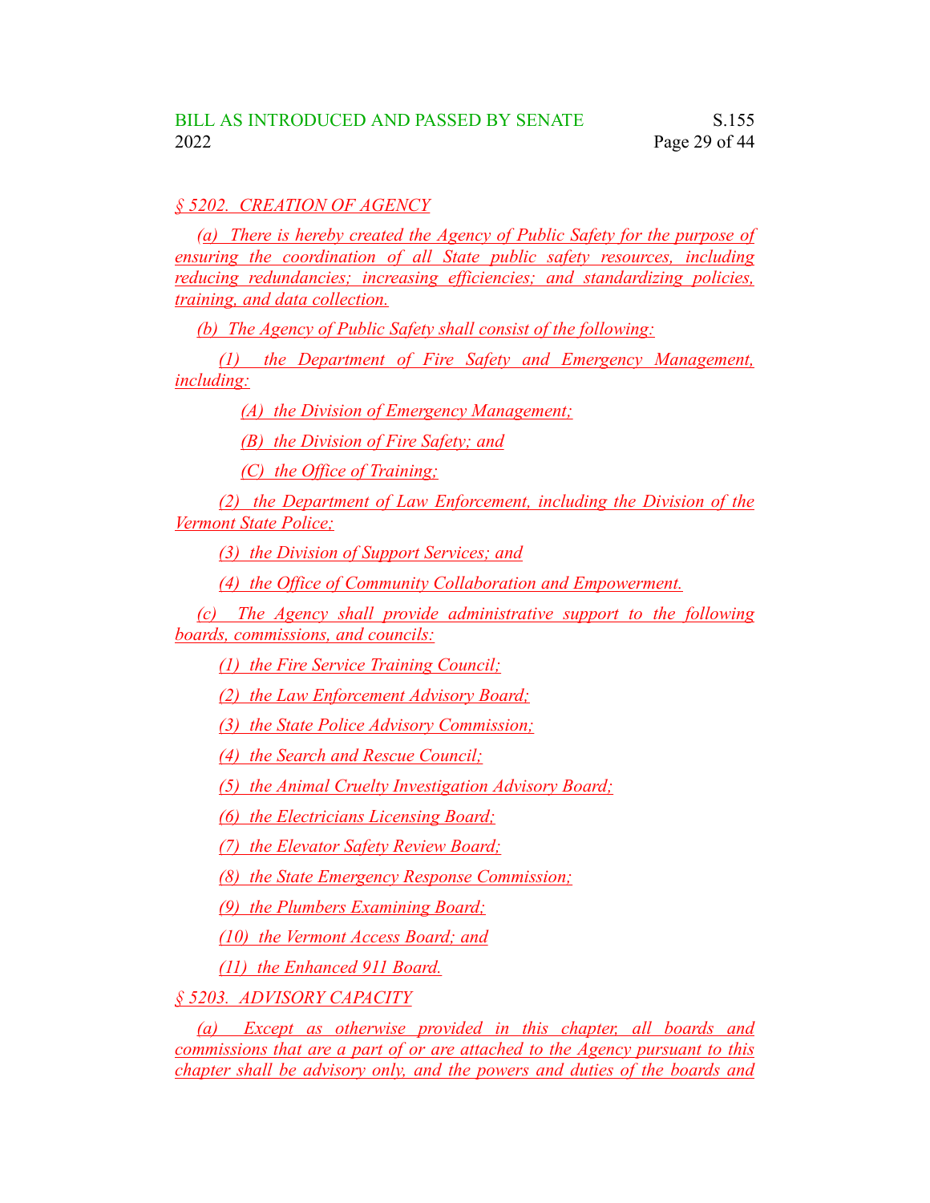§ 5202. CREATION OF AGENCY

(a) There is hereby created the Agency of Public Safety for the purpose of ensuring the coordination of all State public safety resources, including reducing redundancies; increasing efficiencies; and standardizing policies, training, and data collection.

(b) The Agency of Public Safety shall consist of the following:

(1) the Department of Fire Safety and Emergency Management, including:

(A) the Division of Emergency Management;

(B) the Division of Fire Safety; and

(C) the Office of Training;

(2) the Department of Law Enforcement, including the Division of the Vermont State Police;

(3) the Division of Support Services; and

(4) the Office of Community Collaboration and Empowerment.

(c) The Agency shall provide administrative support to the following boards, commissions, and councils:

(1) the Fire Service Training Council;

(2) the Law Enforcement Advisory Board;

(3) the State Police Advisory Commission;

(4) the Search and Rescue Council;

(5) the Animal Cruelty Investigation Advisory Board;

(6) the Electricians Licensing Board;

(7) the Elevator Safety Review Board;

(8) the State Emergency Response Commission;

(9) the Plumbers Examining Board;

(10) the Vermont Access Board; and

(11) the Enhanced 911 Board.

§ 5203. ADVISORY CAPACITY

(a) Except as otherwise provided in this chapter, all boards and commissions that are a part of or are attached to the Agency pursuant to this chapter shall be advisory only, and the powers and duties of the boards and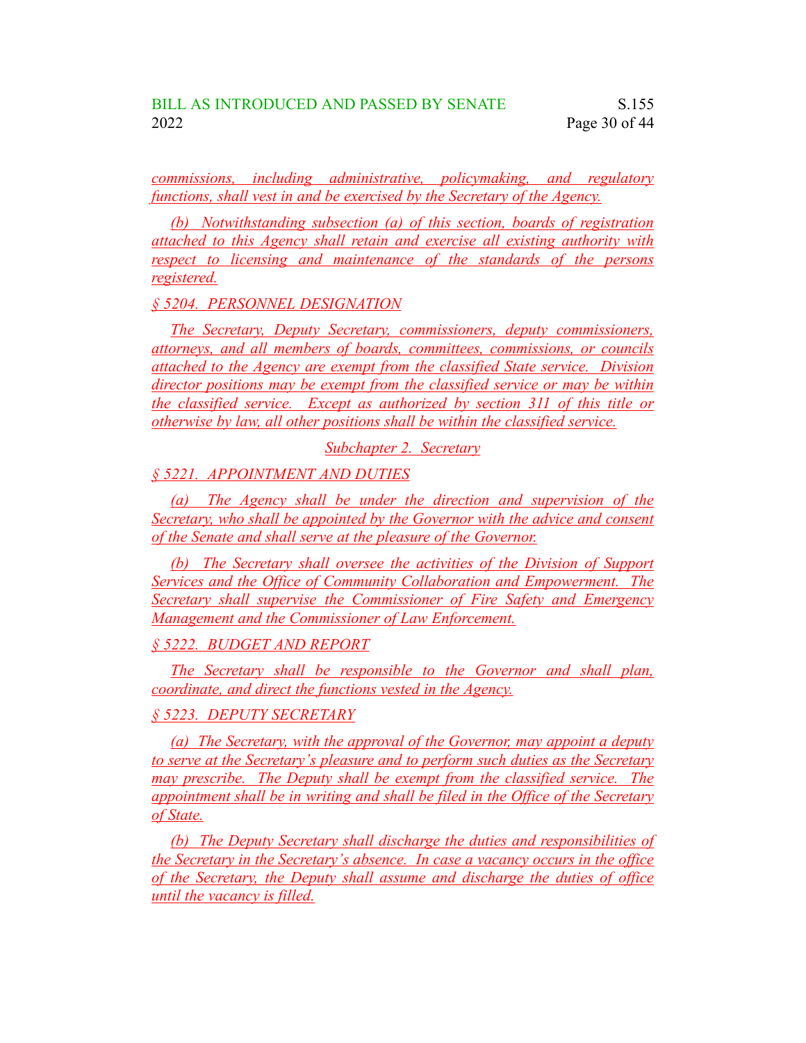commissions, including administrative, policymaking, and regulatory functions, shall vest in and be exercised by the Secretary of the Agency.

(b) Notwithstanding subsection (a) of this section, boards of registration attached to this Agency shall retain and exercise all existing authority with respect to licensing and maintenance of the standards of the persons registered.

§ 5204. PERSONNEL DESIGNATION

The Secretary, Deputy Secretary, commissioners, deputy commissioners, attorneys, and all members of boards, committees, commissions, or councils attached to the Agency are exempt from the classified State service. Division director positions may be exempt from the classified service or may be within the classified service. Except as authorized by section 311 of this title or otherwise by law, all other positions shall be within the classified service.

Subchapter 2. Secretary

§ 5221. APPOINTMENT AND DUTIES

(a) The Agency shall be under the direction and supervision of the Secretary, who shall be appointed by the Governor with the advice and consent of the Senate and shall serve at the pleasure of the Governor.

(b) The Secretary shall oversee the activities of the Division of Support Services and the Office of Community Collaboration and Empowerment. The Secretary shall supervise the Commissioner of Fire Safety and Emergency Management and the Commissioner of Law Enforcement.

§ 5222. BUDGET AND REPORT

The Secretary shall be responsible to the Governor and shall plan, coordinate, and direct the functions vested in the Agency.

§ 5223. DEPUTY SECRETARY

(a) The Secretary, with the approval of the Governor, may appoint a deputy to serve at the Secretary's pleasure and to perform such duties as the Secretary may prescribe. The Deputy shall be exempt from the classified service. The appointment shall be in writing and shall be filed in the Office of the Secretary of State.

(b) The Deputy Secretary shall discharge the duties and responsibilities of the Secretary in the Secretary's absence. In case a vacancy occurs in the office of the Secretary, the Deputy shall assume and discharge the duties of office until the vacancy is filled.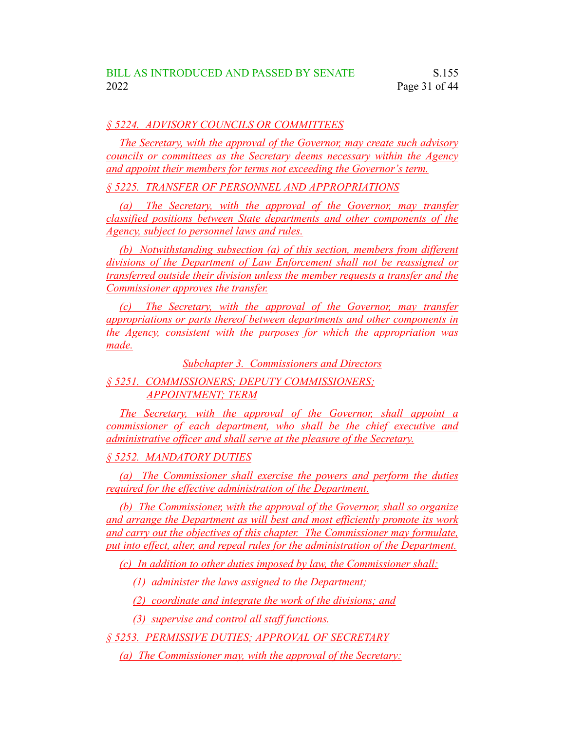*§ 5224. ADVISORY COUNCILS OR COMMITTEES*

*The Secretary, with the approval of the Governor, may create such advisory councils or committees as the Secretary deems necessary within the Agency and appoint their members for terms not exceeding the Governor's term.*

*§ 5225. TRANSFER OF PERSONNEL AND APPROPRIATIONS*

*(a) The Secretary, with the approval of the Governor, may transfer classified positions between State departments and other components of the Agency, subject to personnel laws and rules.*

*(b) Notwithstanding subsection (a) of this section, members from different divisions of the Department of Law Enforcement shall not be reassigned or transferred outside their division unless the member requests a transfer and the Commissioner approves the transfer.*

*(c) The Secretary, with the approval of the Governor, may transfer appropriations or parts thereof between departments and other components in the Agency, consistent with the purposes for which the appropriation was made.*

*Subchapter 3. Commissioners and Directors*

*§ 5251. COMMISSIONERS; DEPUTY COMMISSIONERS; APPOINTMENT; TERM*

*The Secretary, with the approval of the Governor, shall appoint a commissioner of each department, who shall be the chief executive and administrative officer and shall serve at the pleasure of the Secretary.*

*§ 5252. MANDATORY DUTIES*

*(a) The Commissioner shall exercise the powers and perform the duties required for the effective administration of the Department.*

*(b) The Commissioner, with the approval of the Governor, shall so organize and arrange the Department as will best and most efficiently promote its work and carry out the objectives of this chapter. The Commissioner may formulate, put into effect, alter, and repeal rules for the administration of the Department.*

*(c) In addition to other duties imposed by law, the Commissioner shall:*

*(1) administer the laws assigned to the Department;*

*(2) coordinate and integrate the work of the divisions; and*

*(3) supervise and control all staff functions.*

*§ 5253. PERMISSIVE DUTIES; APPROVAL OF SECRETARY*

*(a) The Commissioner may, with the approval of the Secretary:*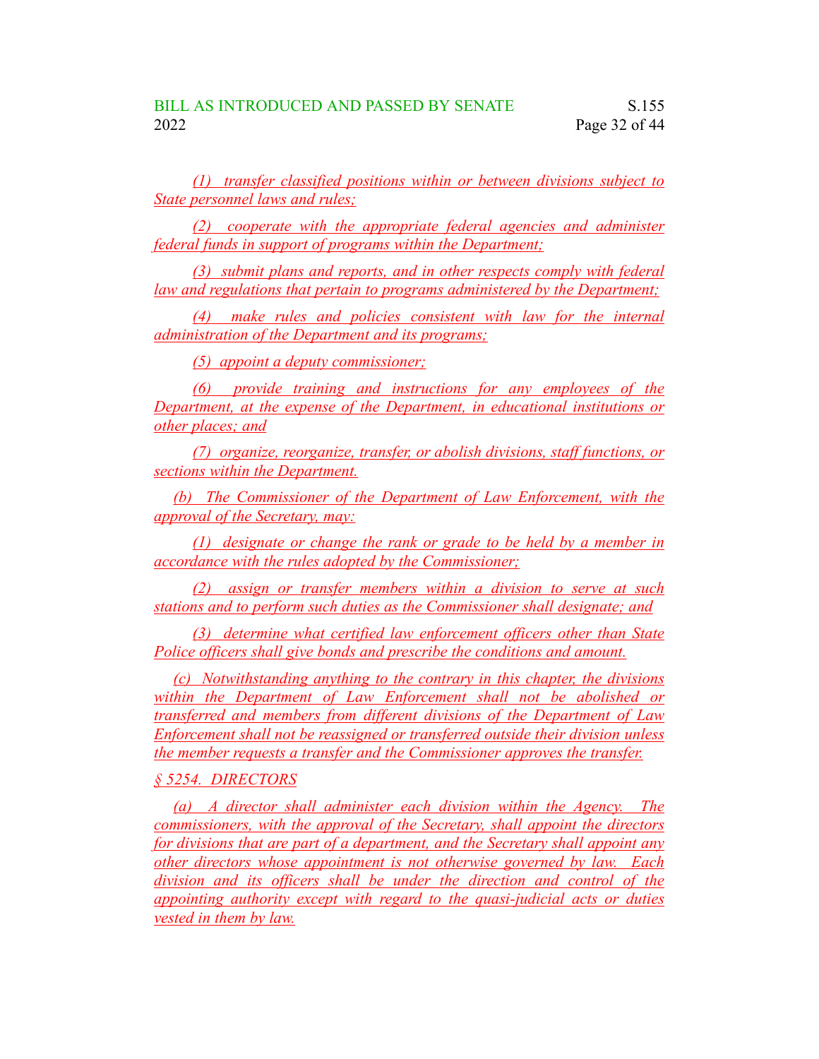(1) transfer classified positions within or between divisions subject to State personnel laws and rules;

(2) cooperate with the appropriate federal agencies and administer federal funds in support of programs within the Department;

(3) submit plans and reports, and in other respects comply with federal law and regulations that pertain to programs administered by the Department;

(4) make rules and policies consistent with law for the internal administration of the Department and its programs;

(5) appoint a deputy commissioner;

(6) provide training and instructions for any employees of the Department, at the expense of the Department, in educational institutions or other places; and

(7) organize, reorganize, transfer, or abolish divisions, staff functions, or sections within the Department.

(b) The Commissioner of the Department of Law Enforcement, with the approval of the Secretary, may:

(1) designate or change the rank or grade to be held by a member in accordance with the rules adopted by the Commissioner;

(2) assign or transfer members within a division to serve at such stations and to perform such duties as the Commissioner shall designate; and

(3) determine what certified law enforcement officers other than State Police officers shall give bonds and prescribe the conditions and amount.

(c) Notwithstanding anything to the contrary in this chapter, the divisions within the Department of Law Enforcement shall not be abolished or transferred and members from different divisions of the Department of Law Enforcement shall not be reassigned or transferred outside their division unless the member requests a transfer and the Commissioner approves the transfer.

§ 5254. DIRECTORS

(a) A director shall administer each division within the Agency. The commissioners, with the approval of the Secretary, shall appoint the directors for divisions that are part of a department, and the Secretary shall appoint any other directors whose appointment is not otherwise governed by law. Each division and its officers shall be under the direction and control of the appointing authority except with regard to the quasi-judicial acts or duties vested in them by law.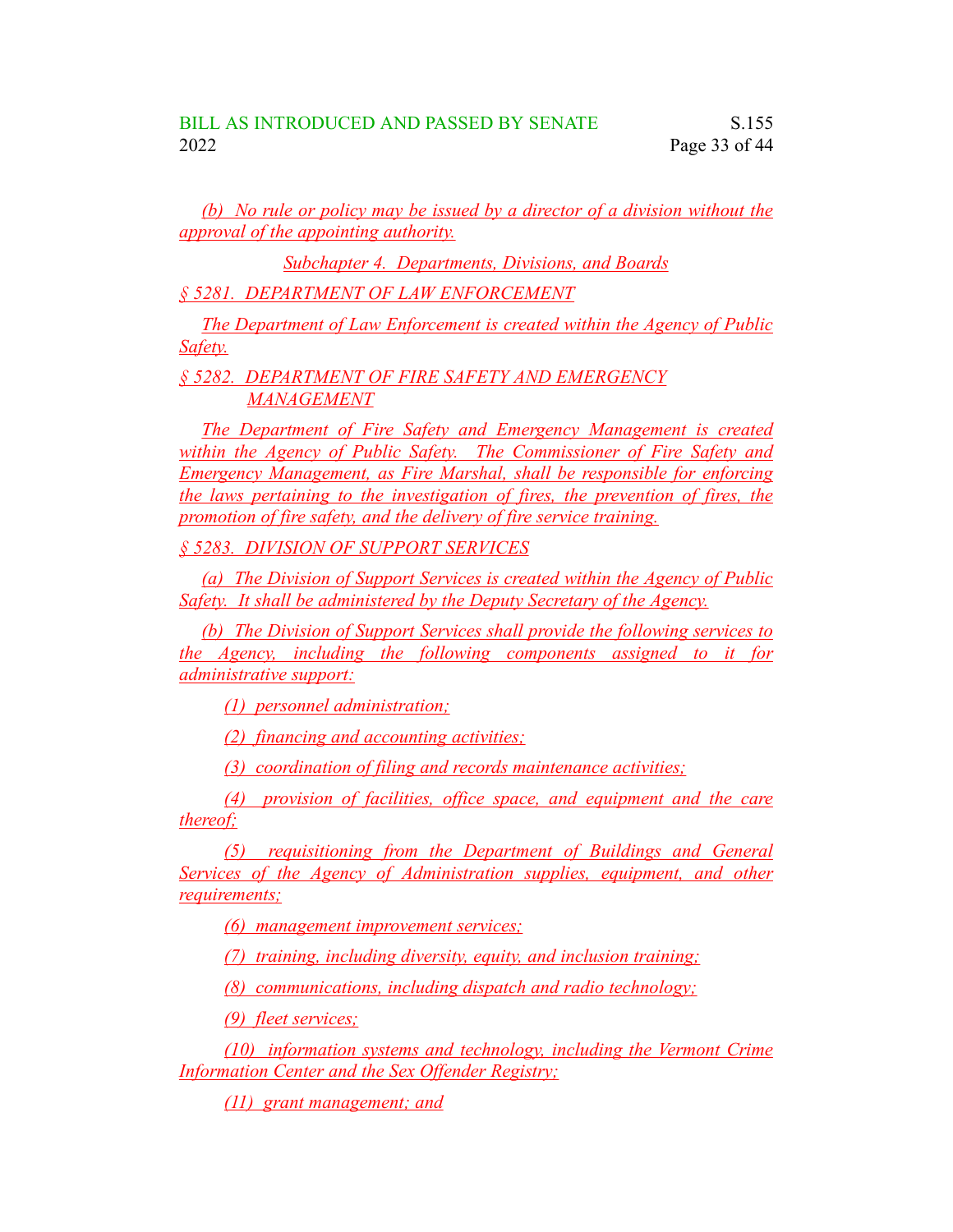(b) No rule or policy may be issued by a director of a division without the approval of the appointing authority.

Subchapter 4. Departments, Divisions, and Boards

§ 5281. DEPARTMENT OF LAW ENFORCEMENT

The Department of Law Enforcement is created within the Agency of Public Safety.

§ 5282. DEPARTMENT OF FIRE SAFETY AND EMERGENCY MANAGEMENT

The Department of Fire Safety and Emergency Management is created within the Agency of Public Safety. The Commissioner of Fire Safety and Emergency Management, as Fire Marshal, shall be responsible for enforcing the laws pertaining to the investigation of fires, the prevention of fires, the promotion of fire safety, and the delivery of fire service training.

§ 5283. DIVISION OF SUPPORT SERVICES

(a) The Division of Support Services is created within the Agency of Public Safety. It shall be administered by the Deputy Secretary of the Agency.

(b) The Division of Support Services shall provide the following services to the Agency, including the following components assigned to it for administrative support:

(1) personnel administration;

(2) financing and accounting activities;

(3) coordination of filing and records maintenance activities;

(4) provision of facilities, office space, and equipment and the care thereof;

(5) requisitioning from the Department of Buildings and General Services of the Agency of Administration supplies, equipment, and other requirements;

(6) management improvement services;

(7) training, including diversity, equity, and inclusion training;

(8) communications, including dispatch and radio technology;

(9) fleet services;

(10) information systems and technology, including the Vermont Crime Information Center and the Sex Offender Registry;

(11) grant management; and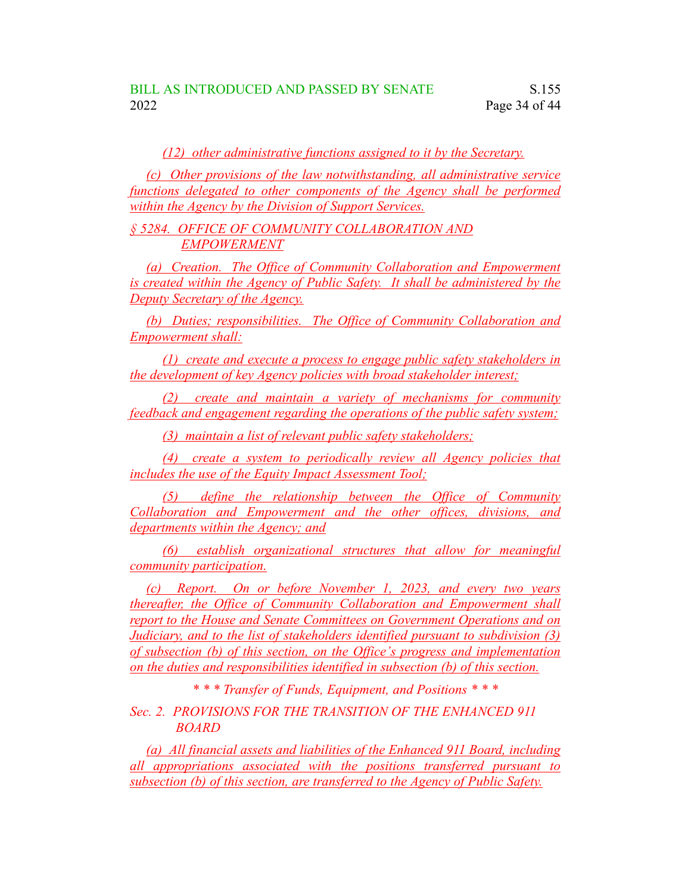(12) other administrative functions assigned to it by the Secretary.

(c) Other provisions of the law notwithstanding, all administrative service functions delegated to other components of the Agency shall be performed within the Agency by the Division of Support Services.

§ 5284. OFFICE OF COMMUNITY COLLABORATION AND EMPOWERMENT

(a) Creation. The Office of Community Collaboration and Empowerment is created within the Agency of Public Safety. It shall be administered by the Deputy Secretary of the Agency.

(b) Duties; responsibilities. The Office of Community Collaboration and Empowerment shall:

(1) create and execute a process to engage public safety stakeholders in the development of key Agency policies with broad stakeholder interest;

(2) create and maintain a variety of mechanisms for community feedback and engagement regarding the operations of the public safety system;

(3) maintain a list of relevant public safety stakeholders;

(4) create a system to periodically review all Agency policies that includes the use of the Equity Impact Assessment Tool;

(5) define the relationship between the Office of Community Collaboration and Empowerment and the other offices, divisions, and departments within the Agency; and

(6) establish organizational structures that allow for meaningful community participation.

(c) Report. On or before November 1, 2023, and every two years thereafter, the Office of Community Collaboration and Empowerment shall report to the House and Senate Committees on Government Operations and on Judiciary, and to the list of stakeholders identified pursuant to subdivision (3) of subsection (b) of this section, on the Office's progress and implementation on the duties and responsibilities identified in subsection (b) of this section.

*\* \* \* Transfer of Funds, Equipment, and Positions \* \* \**

Sec. 2. PROVISIONS FOR THE TRANSITION OF THE ENHANCED 911 BOARD

(a) All financial assets and liabilities of the Enhanced 911 Board, including all appropriations associated with the positions transferred pursuant to subsection (b) of this section, are transferred to the Agency of Public Safety.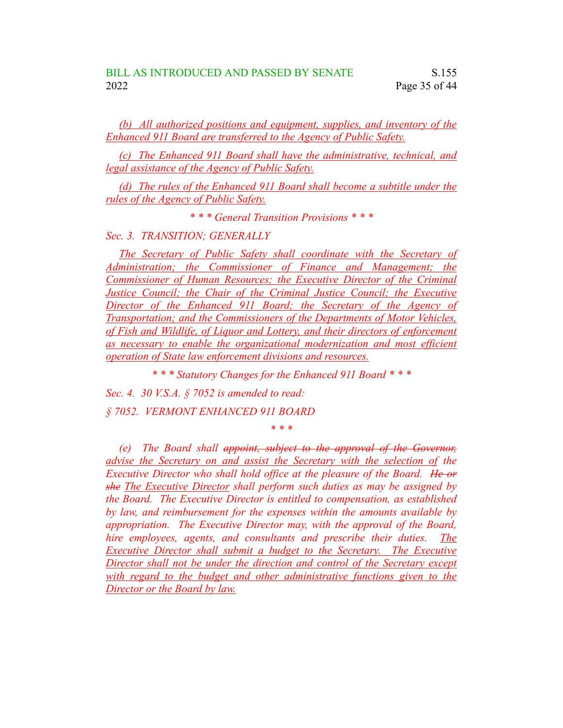*(b) All authorized positions and equipment, supplies, and inventory of the Enhanced 911 Board are transferred to the Agency of Public Safety.*

*(c) The Enhanced 911 Board shall have the administrative, technical, and legal assistance of the Agency of Public Safety.*

*(d) The rules of the Enhanced 911 Board shall become a subtitle under the rules of the Agency of Public Safety.*

*\* \* \* General Transition Provisions \* \* \**

*Sec. 3. TRANSITION; GENERALLY*

*The Secretary of Public Safety shall coordinate with the Secretary of Administration; the Commissioner of Finance and Management; the Commissioner of Human Resources; the Executive Director of the Criminal Justice Council; the Chair of the Criminal Justice Council; the Executive Director of the Enhanced 911 Board; the Secretary of the Agency of Transportation; and the Commissioners of the Departments of Motor Vehicles, of Fish and Wildlife, of Liquor and Lottery, and their directors of enforcement as necessary to enable the organizational modernization and most efficient operation of State law enforcement divisions and resources.*

*\* \* \* Statutory Changes for the Enhanced 911 Board \* \* \**

*Sec. 4. 30 V.S.A. § 7052 is amended to read:*

*§ 7052. VERMONT ENHANCED 911 BOARD*

*\* \* \**

*(e) The Board shall ~~appoint, subject to the approval of the Governor,~~ advise the Secretary on and assist the Secretary with the selection of the Executive Director who shall hold office at the pleasure of the Board. ~~He or she~~ The Executive Director shall perform such duties as may be assigned by the Board. The Executive Director is entitled to compensation, as established by law, and reimbursement for the expenses within the amounts available by appropriation. The Executive Director may, with the approval of the Board, hire employees, agents, and consultants and prescribe their duties. The Executive Director shall submit a budget to the Secretary. The Executive Director shall not be under the direction and control of the Secretary except with regard to the budget and other administrative functions given to the Director or the Board by law.*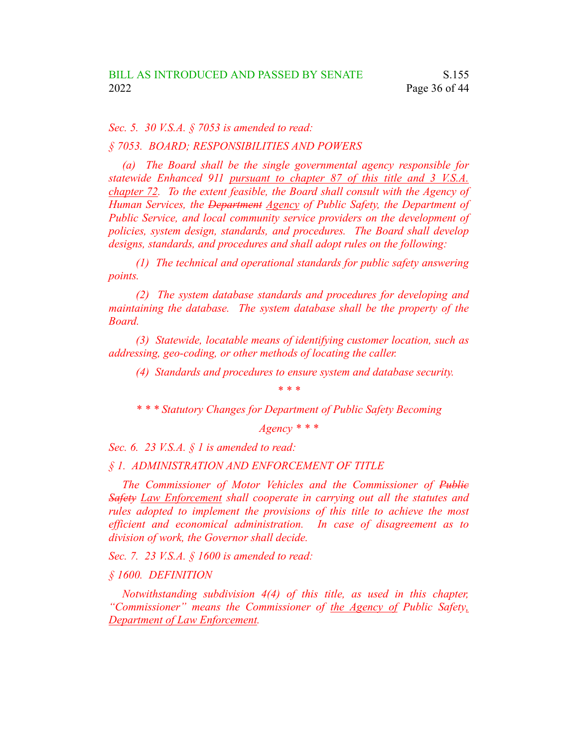*Sec. 5. 30 V.S.A. § 7053 is amended to read:*

*§ 7053. BOARD; RESPONSIBILITIES AND POWERS*

*(a) The Board shall be the single governmental agency responsible for statewide Enhanced 911 <u>pursuant to chapter 87 of this title and 3 V.S.A. chapter 72</u>. To the extent feasible, the Board shall consult with the Agency of Human Services, the ~~Department~~ <u>Agency</u> of Public Safety, the Department of Public Service, and local community service providers on the development of policies, system design, standards, and procedures. The Board shall develop designs, standards, and procedures and shall adopt rules on the following:*

*(1) The technical and operational standards for public safety answering points.*

*(2) The system database standards and procedures for developing and maintaining the database. The system database shall be the property of the Board.*

*(3) Statewide, locatable means of identifying customer location, such as addressing, geo-coding, or other methods of locating the caller.*

*(4) Standards and procedures to ensure system and database security.*

*\* \* \**

*\* \* \* Statutory Changes for Department of Public Safety Becoming Agency \* \* \**

*Sec. 6. 23 V.S.A. § 1 is amended to read:*

*§ 1. ADMINISTRATION AND ENFORCEMENT OF TITLE*

*The Commissioner of Motor Vehicles and the Commissioner of ~~Public Safety~~ <u>Law Enforcement</u> shall cooperate in carrying out all the statutes and rules adopted to implement the provisions of this title to achieve the most efficient and economical administration. In case of disagreement as to division of work, the Governor shall decide.*

*Sec. 7. 23 V.S.A. § 1600 is amended to read:*

*§ 1600. DEFINITION*

*Notwithstanding subdivision 4(4) of this title, as used in this chapter, "Commissioner" means the Commissioner of <u>the Agency of</u> Public Safety<u>, Department of Law Enforcement</u>.*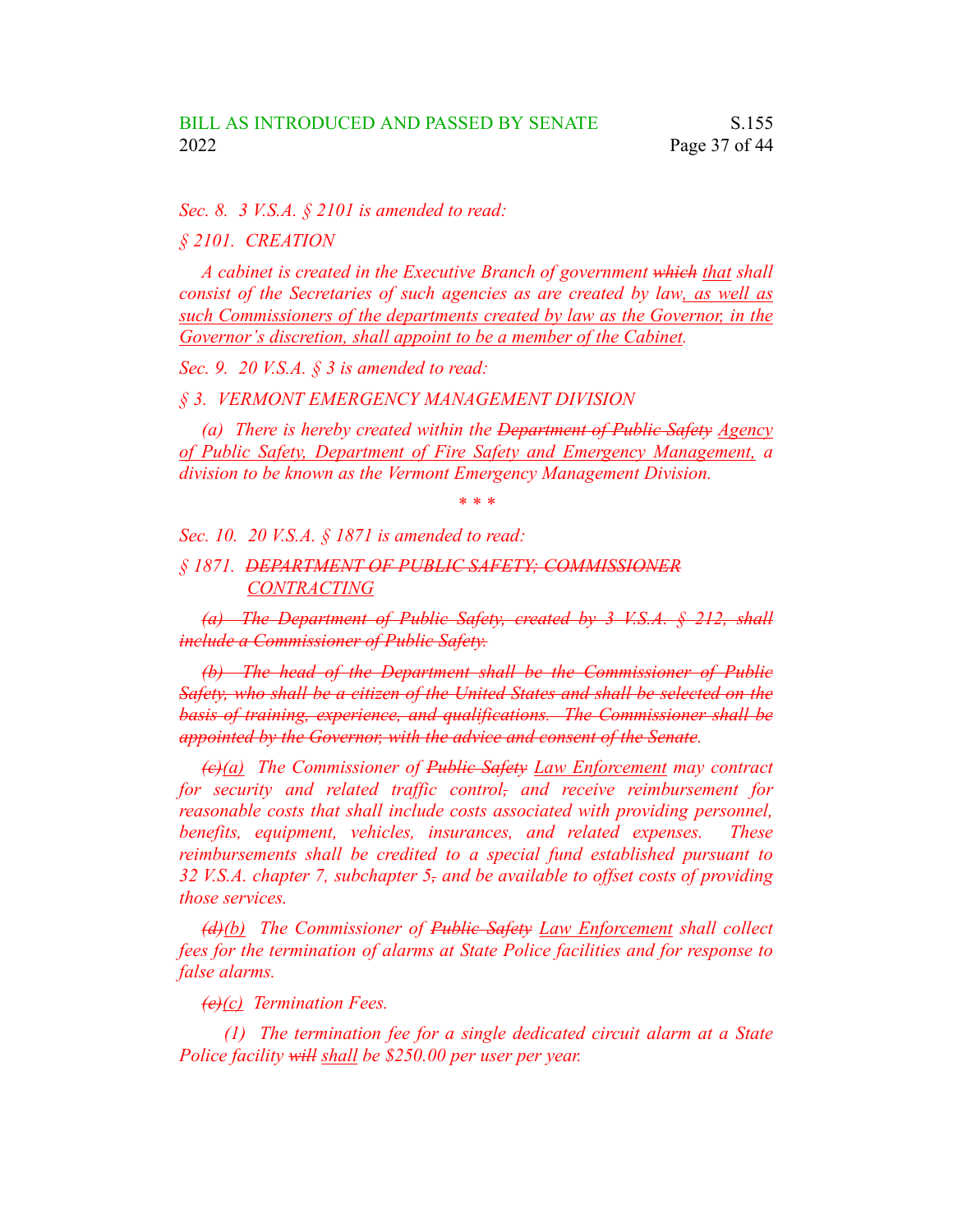*Sec. 8. 3 V.S.A. § 2101 is amended to read:*

*§ 2101. CREATION*

*A cabinet is created in the Executive Branch of government ~~which~~ that shall consist of the Secretaries of such agencies as are created by law, as well as such Commissioners of the departments created by law as the Governor, in the Governor's discretion, shall appoint to be a member of the Cabinet.*

*Sec. 9. 20 V.S.A. § 3 is amended to read:*

*§ 3. VERMONT EMERGENCY MANAGEMENT DIVISION*

*(a) There is hereby created within the ~~Department of Public Safety~~ Agency of Public Safety, Department of Fire Safety and Emergency Management, a division to be known as the Vermont Emergency Management Division.*

\* \* \*

*Sec. 10. 20 V.S.A. § 1871 is amended to read:*

*§ 1871. ~~DEPARTMENT OF PUBLIC SAFETY; COMMISSIONER~~ CONTRACTING*

*~~(a) The Department of Public Safety, created by 3 V.S.A. § 212, shall include a Commissioner of Public Safety.~~*

*~~(b) The head of the Department shall be the Commissioner of Public Safety, who shall be a citizen of the United States and shall be selected on the basis of training, experience, and qualifications. The Commissioner shall be appointed by the Governor, with the advice and consent of the Senate.~~*

*~~(c)~~(a) The Commissioner of ~~Public Safety~~ Law Enforcement may contract for security and related traffic control~~,~~ and receive reimbursement for reasonable costs that shall include costs associated with providing personnel, benefits, equipment, vehicles, insurances, and related expenses. These reimbursements shall be credited to a special fund established pursuant to 32 V.S.A. chapter 7, subchapter 5~~,~~ and be available to offset costs of providing those services.*

*~~(d)~~(b) The Commissioner of ~~Public Safety~~ Law Enforcement shall collect fees for the termination of alarms at State Police facilities and for response to false alarms.*

*~~(e)~~(c) Termination Fees.*

*(1) The termination fee for a single dedicated circuit alarm at a State Police facility ~~will~~ shall be $250.00 per user per year.*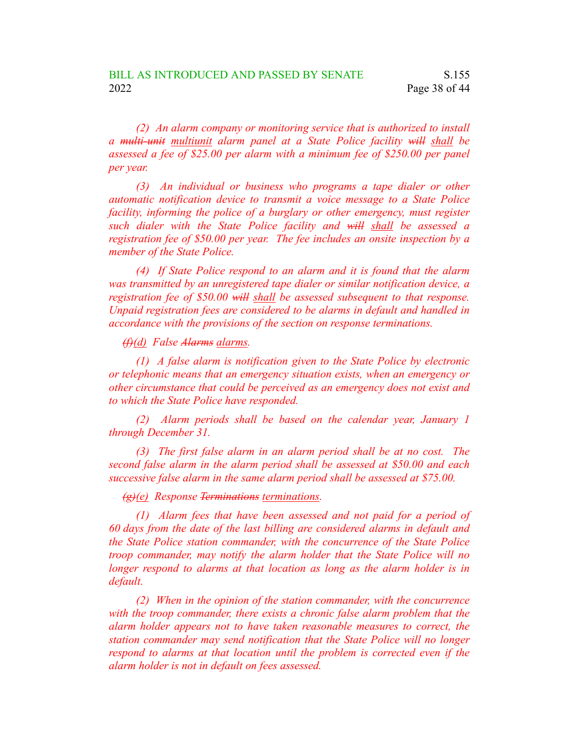*(2) An alarm company or monitoring service that is authorized to install a ~~multi-unit~~ multiunit alarm panel at a State Police facility ~~will~~ shall be assessed a fee of $25.00 per alarm with a minimum fee of $250.00 per panel per year.*

*(3) An individual or business who programs a tape dialer or other automatic notification device to transmit a voice message to a State Police facility, informing the police of a burglary or other emergency, must register such dialer with the State Police facility and ~~will~~ shall be assessed a registration fee of $50.00 per year. The fee includes an onsite inspection by a member of the State Police.*

*(4) If State Police respond to an alarm and it is found that the alarm was transmitted by an unregistered tape dialer or similar notification device, a registration fee of $50.00 ~~will~~ shall be assessed subsequent to that response. Unpaid registration fees are considered to be alarms in default and handled in accordance with the provisions of the section on response terminations.*

*~~(f)~~(d) False ~~Alarms~~ alarms.*

*(1) A false alarm is notification given to the State Police by electronic or telephonic means that an emergency situation exists, when an emergency or other circumstance that could be perceived as an emergency does not exist and to which the State Police have responded.*

*(2) Alarm periods shall be based on the calendar year, January 1 through December 31.*

*(3) The first false alarm in an alarm period shall be at no cost. The second false alarm in the alarm period shall be assessed at $50.00 and each successive false alarm in the same alarm period shall be assessed at $75.00.*

*~~(g)~~(e) Response ~~Terminations~~ terminations.*

*(1) Alarm fees that have been assessed and not paid for a period of 60 days from the date of the last billing are considered alarms in default and the State Police station commander, with the concurrence of the State Police troop commander, may notify the alarm holder that the State Police will no longer respond to alarms at that location as long as the alarm holder is in default.*

*(2) When in the opinion of the station commander, with the concurrence with the troop commander, there exists a chronic false alarm problem that the alarm holder appears not to have taken reasonable measures to correct, the station commander may send notification that the State Police will no longer respond to alarms at that location until the problem is corrected even if the alarm holder is not in default on fees assessed.*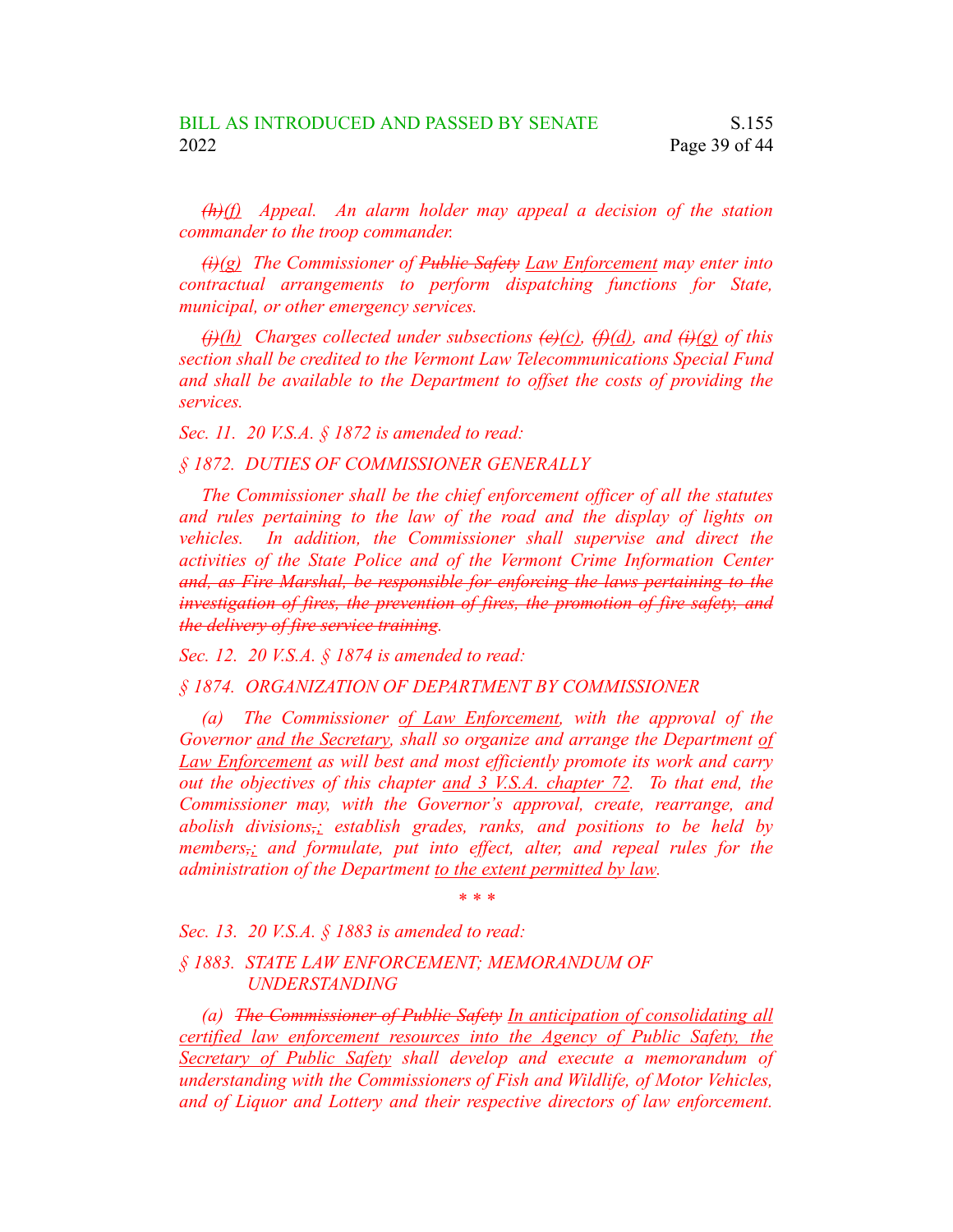*~~(h)~~(f) Appeal. An alarm holder may appeal a decision of the station commander to the troop commander.*

*~~(i)~~(g) The Commissioner of ~~Public Safety~~ <u>Law Enforcement</u> may enter into contractual arrangements to perform dispatching functions for State, municipal, or other emergency services.*

*~~(j)~~(h) Charges collected under subsections ~~(e)~~(c), ~~(f)~~(d), and ~~(i)~~(g) of this section shall be credited to the Vermont Law Telecommunications Special Fund and shall be available to the Department to offset the costs of providing the services.*

*Sec. 11. 20 V.S.A. § 1872 is amended to read:*

*§ 1872. DUTIES OF COMMISSIONER GENERALLY*

*The Commissioner shall be the chief enforcement officer of all the statutes and rules pertaining to the law of the road and the display of lights on vehicles. In addition, the Commissioner shall supervise and direct the activities of the State Police and of the Vermont Crime Information Center ~~and, as Fire Marshal, be responsible for enforcing the laws pertaining to the investigation of fires, the prevention of fires, the promotion of fire safety, and the delivery of fire service training~~.*

*Sec. 12. 20 V.S.A. § 1874 is amended to read:*

*§ 1874. ORGANIZATION OF DEPARTMENT BY COMMISSIONER*

*(a) The Commissioner <u>of Law Enforcement</u>, with the approval of the Governor <u>and the Secretary</u>, shall so organize and arrange the Department <u>of Law Enforcement</u> as will best and most efficiently promote its work and carry out the objectives of this chapter <u>and 3 V.S.A. chapter 72</u>. To that end, the Commissioner may, with the Governor's approval, create, rearrange, and abolish divisions~~,~~<u>;</u> establish grades, ranks, and positions to be held by members~~,~~<u>;</u> and formulate, put into effect, alter, and repeal rules for the administration of the Department <u>to the extent permitted by law</u>.*

*\* \* \**

*Sec. 13. 20 V.S.A. § 1883 is amended to read:*

*§ 1883. STATE LAW ENFORCEMENT; MEMORANDUM OF UNDERSTANDING*

*(a) ~~The Commissioner of Public Safety~~ <u>In anticipation of consolidating all certified law enforcement resources into the Agency of Public Safety, the Secretary of Public Safety</u> shall develop and execute a memorandum of understanding with the Commissioners of Fish and Wildlife, of Motor Vehicles, and of Liquor and Lottery and their respective directors of law enforcement.*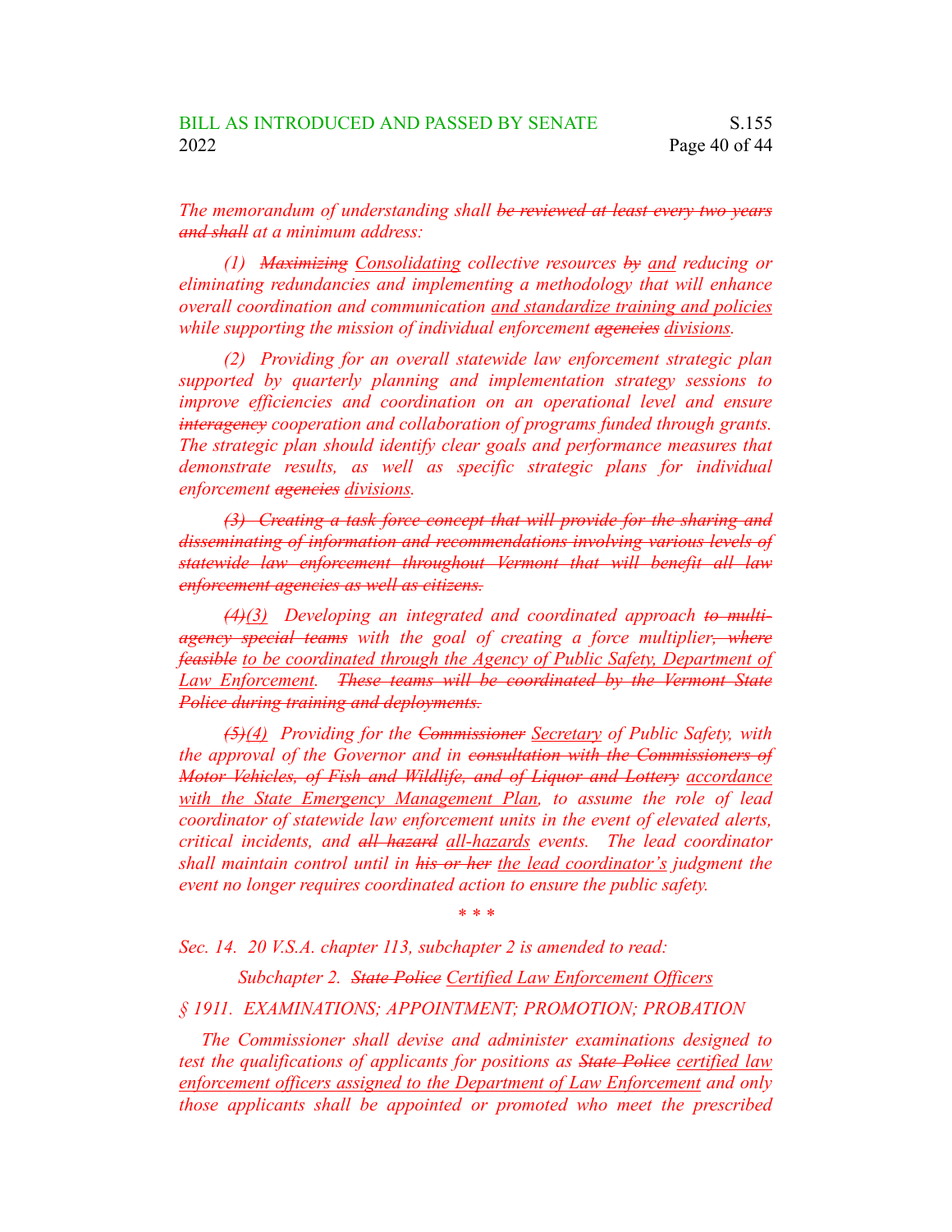*The memorandum of understanding shall ~~be reviewed at least every two years and shall~~ at a minimum address:*

*(1) ~~Maximizing~~ Consolidating collective resources ~~by~~ and reducing or eliminating redundancies and implementing a methodology that will enhance overall coordination and communication and standardize training and policies while supporting the mission of individual enforcement ~~agencies~~ divisions.*

*(2) Providing for an overall statewide law enforcement strategic plan supported by quarterly planning and implementation strategy sessions to improve efficiencies and coordination on an operational level and ensure ~~interagency~~ cooperation and collaboration of programs funded through grants. The strategic plan should identify clear goals and performance measures that demonstrate results, as well as specific strategic plans for individual enforcement ~~agencies~~ divisions.*

*~~(3) Creating a task force concept that will provide for the sharing and disseminating of information and recommendations involving various levels of statewide law enforcement throughout Vermont that will benefit all law enforcement agencies as well as citizens.~~*

*~~(4)~~(3) Developing an integrated and coordinated approach ~~to multi-agency special teams~~ with the goal of creating a force multiplier~~, where feasible~~ to be coordinated through the Agency of Public Safety, Department of Law Enforcement. ~~These teams will be coordinated by the Vermont State Police during training and deployments.~~*

*~~(5)~~(4) Providing for the ~~Commissioner~~ Secretary of Public Safety, with the approval of the Governor and in ~~consultation with the Commissioners of Motor Vehicles, of Fish and Wildlife, and of Liquor and Lottery~~ accordance with the State Emergency Management Plan, to assume the role of lead coordinator of statewide law enforcement units in the event of elevated alerts, critical incidents, and ~~all hazard~~ all-hazards events. The lead coordinator shall maintain control until in ~~his or her~~ the lead coordinator's judgment the event no longer requires coordinated action to ensure the public safety.*

\* \* \*

*Sec. 14. 20 V.S.A. chapter 113, subchapter 2 is amended to read:*

*Subchapter 2. ~~State Police~~ Certified Law Enforcement Officers*

*§ 1911. EXAMINATIONS; APPOINTMENT; PROMOTION; PROBATION*

*The Commissioner shall devise and administer examinations designed to test the qualifications of applicants for positions as ~~State Police~~ certified law enforcement officers assigned to the Department of Law Enforcement and only those applicants shall be appointed or promoted who meet the prescribed*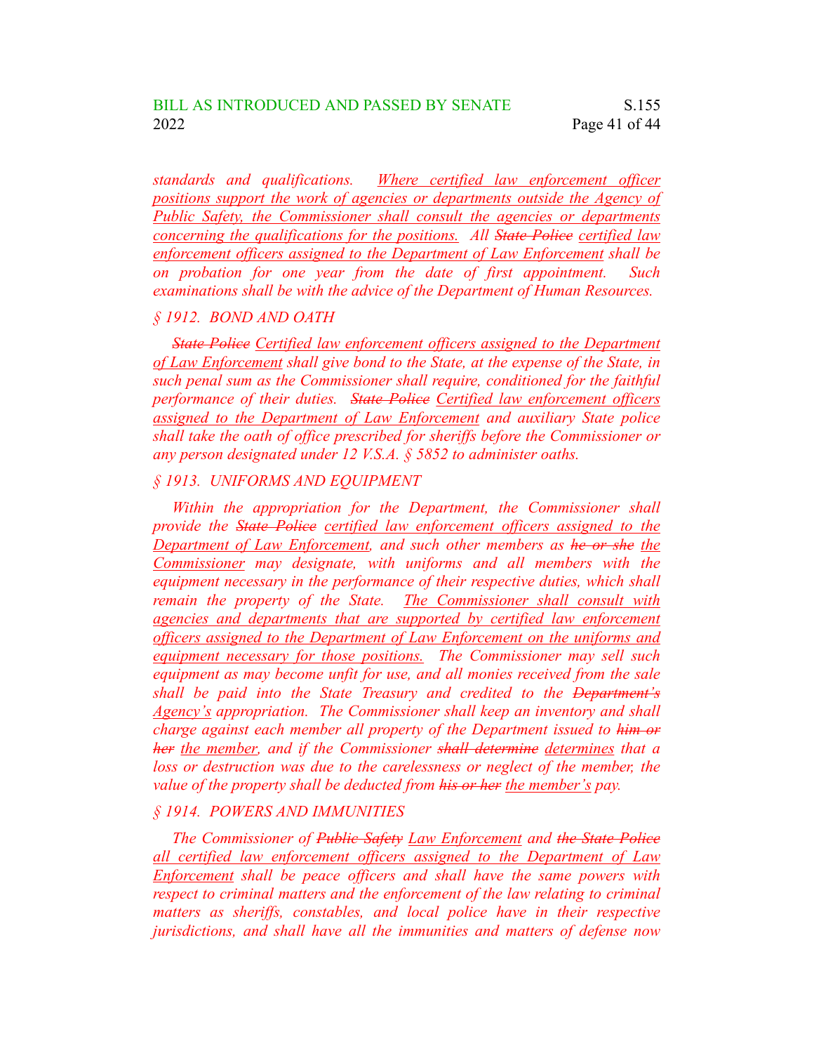*standards and qualifications. Where certified law enforcement officer positions support the work of agencies or departments outside the Agency of Public Safety, the Commissioner shall consult the agencies or departments concerning the qualifications for the positions. All ~~State Police~~ certified law enforcement officers assigned to the Department of Law Enforcement shall be on probation for one year from the date of first appointment. Such examinations shall be with the advice of the Department of Human Resources.*

*§ 1912. BOND AND OATH*

*~~State Police~~ Certified law enforcement officers assigned to the Department of Law Enforcement shall give bond to the State, at the expense of the State, in such penal sum as the Commissioner shall require, conditioned for the faithful performance of their duties. ~~State Police~~ Certified law enforcement officers assigned to the Department of Law Enforcement and auxiliary State police shall take the oath of office prescribed for sheriffs before the Commissioner or any person designated under 12 V.S.A. § 5852 to administer oaths.*

*§ 1913. UNIFORMS AND EQUIPMENT*

*Within the appropriation for the Department, the Commissioner shall provide the ~~State Police~~ certified law enforcement officers assigned to the Department of Law Enforcement, and such other members as ~~he or she~~ the Commissioner may designate, with uniforms and all members with the equipment necessary in the performance of their respective duties, which shall remain the property of the State. The Commissioner shall consult with agencies and departments that are supported by certified law enforcement officers assigned to the Department of Law Enforcement on the uniforms and equipment necessary for those positions. The Commissioner may sell such equipment as may become unfit for use, and all monies received from the sale shall be paid into the State Treasury and credited to the ~~Department's~~ Agency's appropriation. The Commissioner shall keep an inventory and shall charge against each member all property of the Department issued to ~~him or her~~ the member, and if the Commissioner ~~shall determine~~ determines that a loss or destruction was due to the carelessness or neglect of the member, the value of the property shall be deducted from ~~his or her~~ the member's pay.*

*§ 1914. POWERS AND IMMUNITIES*

*The Commissioner of ~~Public Safety~~ Law Enforcement and ~~the State Police~~ all certified law enforcement officers assigned to the Department of Law Enforcement shall be peace officers and shall have the same powers with respect to criminal matters and the enforcement of the law relating to criminal matters as sheriffs, constables, and local police have in their respective jurisdictions, and shall have all the immunities and matters of defense now*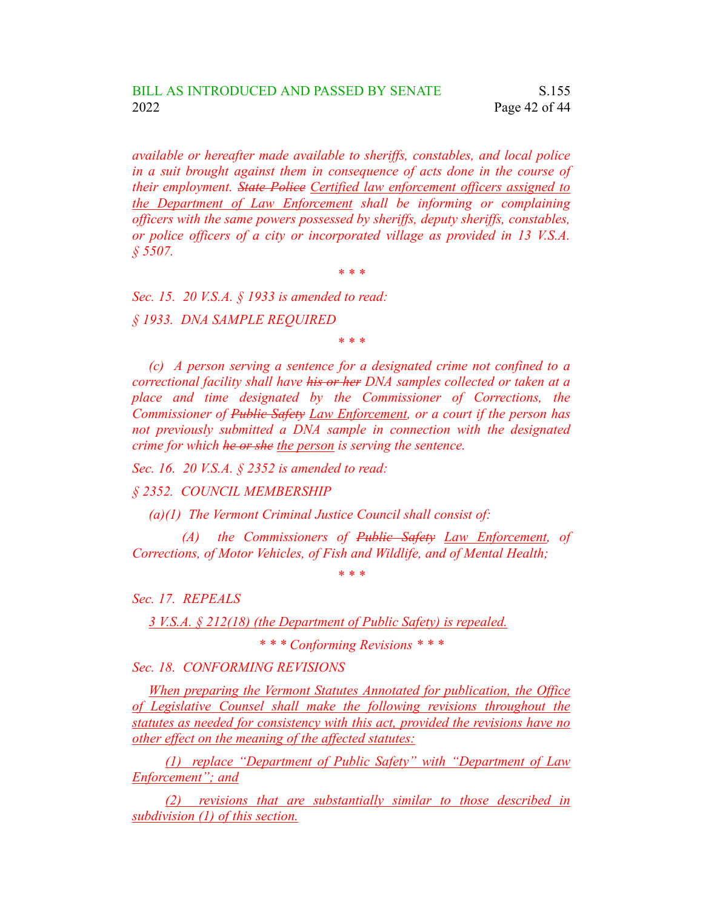*available or hereafter made available to sheriffs, constables, and local police in a suit brought against them in consequence of acts done in the course of their employment. ~~State Police~~ <u>Certified law enforcement officers assigned to the Department of Law Enforcement</u> shall be informing or complaining officers with the same powers possessed by sheriffs, deputy sheriffs, constables, or police officers of a city or incorporated village as provided in 13 V.S.A. § 5507.*

*\* \* \**

*Sec. 15. 20 V.S.A. § 1933 is amended to read:*

*§ 1933. DNA SAMPLE REQUIRED*

*\* \* \**

*(c) A person serving a sentence for a designated crime not confined to a correctional facility shall have ~~his or her~~ DNA samples collected or taken at a place and time designated by the Commissioner of Corrections, the Commissioner of ~~Public Safety~~ <u>Law Enforcement</u>, or a court if the person has not previously submitted a DNA sample in connection with the designated crime for which ~~he or she~~ <u>the person</u> is serving the sentence.*

*Sec. 16. 20 V.S.A. § 2352 is amended to read:*

*§ 2352. COUNCIL MEMBERSHIP*

*(a)(1) The Vermont Criminal Justice Council shall consist of:*

*(A) the Commissioners of ~~Public Safety~~ <u>Law Enforcement</u>, of Corrections, of Motor Vehicles, of Fish and Wildlife, and of Mental Health;*

*\* \* \**

*Sec. 17. REPEALS*

*<u>3 V.S.A. § 212(18) (the Department of Public Safety) is repealed.</u>*

*\* \* \* Conforming Revisions \* \* \**

*Sec. 18. CONFORMING REVISIONS*

*<u>When preparing the Vermont Statutes Annotated for publication, the Office of Legislative Counsel shall make the following revisions throughout the statutes as needed for consistency with this act, provided the revisions have no other effect on the meaning of the affected statutes:</u>*

*<u>(1) replace "Department of Public Safety" with "Department of Law Enforcement"; and</u>*

*<u>(2) revisions that are substantially similar to those described in subdivision (1) of this section.</u>*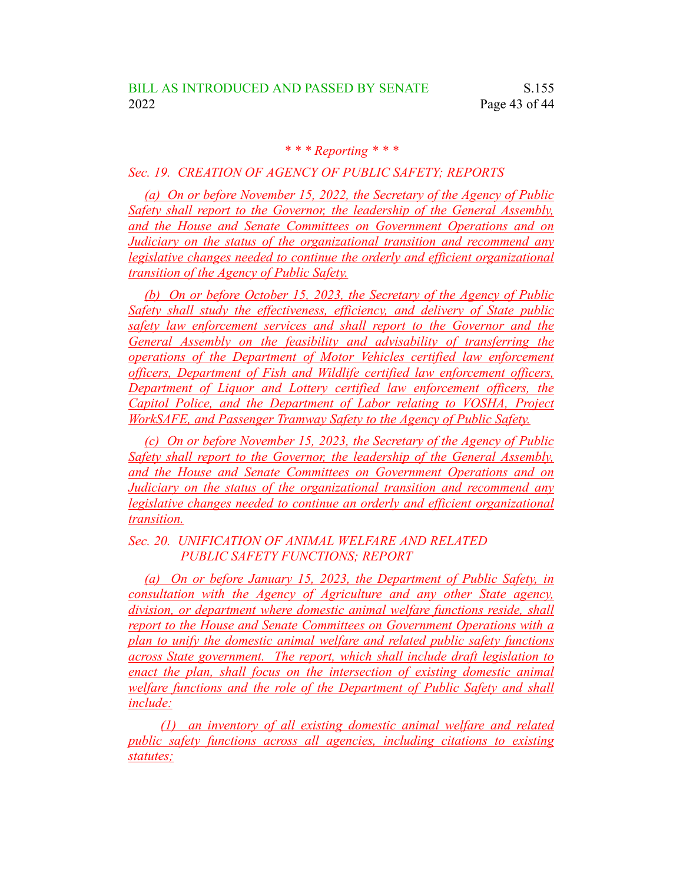*\* \* \* Reporting \* \* \**

*Sec. 19. CREATION OF AGENCY OF PUBLIC SAFETY; REPORTS*

*(a) On or before November 15, 2022, the Secretary of the Agency of Public Safety shall report to the Governor, the leadership of the General Assembly, and the House and Senate Committees on Government Operations and on Judiciary on the status of the organizational transition and recommend any legislative changes needed to continue the orderly and efficient organizational transition of the Agency of Public Safety.*

*(b) On or before October 15, 2023, the Secretary of the Agency of Public Safety shall study the effectiveness, efficiency, and delivery of State public safety law enforcement services and shall report to the Governor and the General Assembly on the feasibility and advisability of transferring the operations of the Department of Motor Vehicles certified law enforcement officers, Department of Fish and Wildlife certified law enforcement officers, Department of Liquor and Lottery certified law enforcement officers, the Capitol Police, and the Department of Labor relating to VOSHA, Project WorkSAFE, and Passenger Tramway Safety to the Agency of Public Safety.*

*(c) On or before November 15, 2023, the Secretary of the Agency of Public Safety shall report to the Governor, the leadership of the General Assembly, and the House and Senate Committees on Government Operations and on Judiciary on the status of the organizational transition and recommend any legislative changes needed to continue an orderly and efficient organizational transition.*

*Sec. 20. UNIFICATION OF ANIMAL WELFARE AND RELATED PUBLIC SAFETY FUNCTIONS; REPORT*

*(a) On or before January 15, 2023, the Department of Public Safety, in consultation with the Agency of Agriculture and any other State agency, division, or department where domestic animal welfare functions reside, shall report to the House and Senate Committees on Government Operations with a plan to unify the domestic animal welfare and related public safety functions across State government. The report, which shall include draft legislation to enact the plan, shall focus on the intersection of existing domestic animal welfare functions and the role of the Department of Public Safety and shall include:*

*(1) an inventory of all existing domestic animal welfare and related public safety functions across all agencies, including citations to existing statutes;*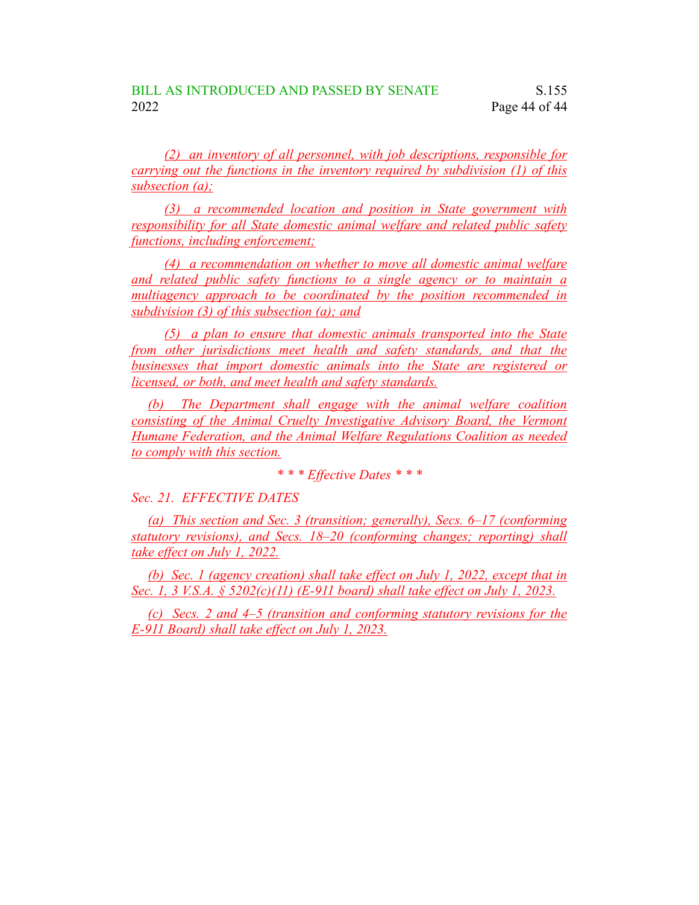*(2) an inventory of all personnel, with job descriptions, responsible for carrying out the functions in the inventory required by subdivision (1) of this subsection (a);*

*(3) a recommended location and position in State government with responsibility for all State domestic animal welfare and related public safety functions, including enforcement;*

*(4) a recommendation on whether to move all domestic animal welfare and related public safety functions to a single agency or to maintain a multiagency approach to be coordinated by the position recommended in subdivision (3) of this subsection (a); and*

*(5) a plan to ensure that domestic animals transported into the State from other jurisdictions meet health and safety standards, and that the businesses that import domestic animals into the State are registered or licensed, or both, and meet health and safety standards.*

*(b) The Department shall engage with the animal welfare coalition consisting of the Animal Cruelty Investigative Advisory Board, the Vermont Humane Federation, and the Animal Welfare Regulations Coalition as needed to comply with this section.*

*\* \* \* Effective Dates \* \* \**

*Sec. 21. EFFECTIVE DATES*

*(a) This section and Sec. 3 (transition; generally), Secs. 6–17 (conforming statutory revisions), and Secs. 18–20 (conforming changes; reporting) shall take effect on July 1, 2022.*

*(b) Sec. 1 (agency creation) shall take effect on July 1, 2022, except that in Sec. 1, 3 V.S.A. § 5202(c)(11) (E-911 board) shall take effect on July 1, 2023.*

*(c) Secs. 2 and 4–5 (transition and conforming statutory revisions for the E-911 Board) shall take effect on July 1, 2023.*